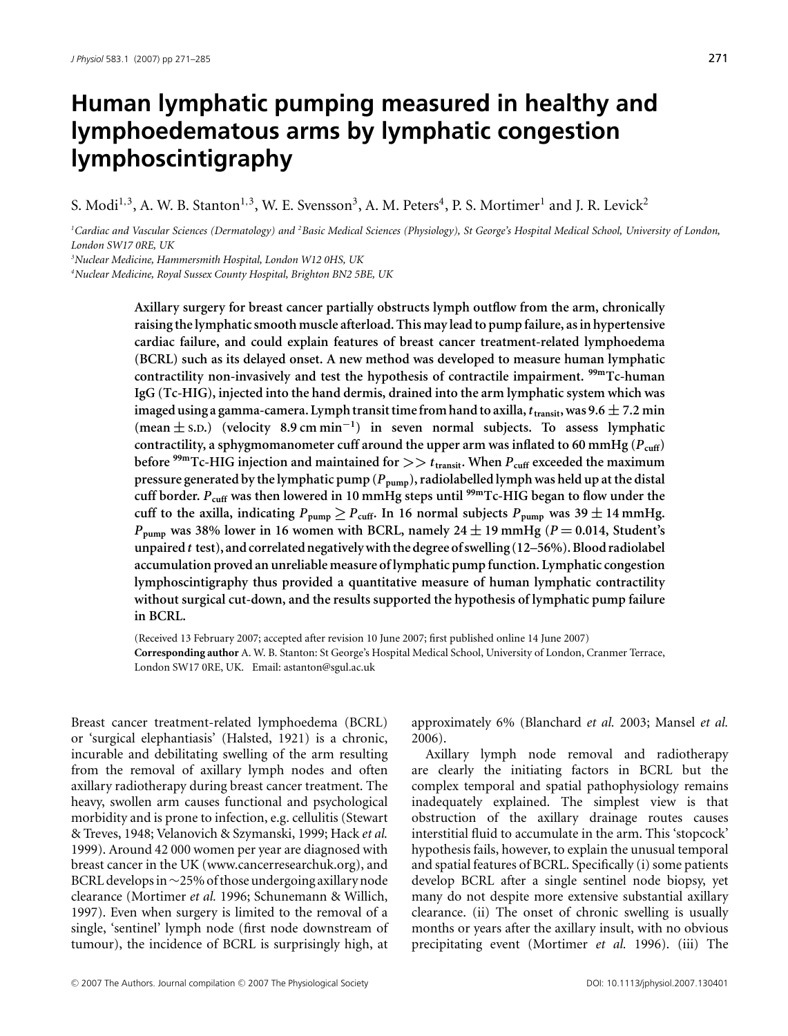# Human lymphatic pumping measured in healthy and lymphoedematous arms by lymphatic congestion lymphoscintigraphy

S. Modi[1,3], A. W. B. Stanton[1,3], W. E. Svensson[3], A. M. Peters[4], P. S. Mortimer[1] and J. R. Levick[2]

[1]Cardiac and Vascular Sciences (Dermatology) and [2]Basic Medical Sciences (Physiology), St George's Hospital Medical School, University of London, London SW17 0RE, UK

[3]Nuclear Medicine, Hammersmith Hospital, London W12 0HS, UK

[4]Nuclear Medicine, Royal Sussex County Hospital, Brighton BN2 5BE, UK

**Axillary surgery for breast cancer partially obstructs lymph outflow from the arm, chronically raising the lymphatic smooth muscle afterload. This may lead to pump failure, as in hypertensive cardiac failure, and could explain features of breast cancer treatment-related lymphoedema (BCRL) such as its delayed onset. A new method was developed to measure human lymphatic contractility non-invasively and test the hypothesis of contractile impairment. $^{99m}$Tc-human IgG (Tc-HIG), injected into the hand dermis, drained into the arm lymphatic system which was imaged using a gamma-camera. Lymph transit time from hand to axilla, $t_{transit}$, was 9.6 ± 7.2 min (mean ± S.D.) (velocity 8.9 cm min$^{-1}$) in seven normal subjects. To assess lymphatic contractility, a sphygmomanometer cuff around the upper arm was inflated to 60 mmHg ($P_{cuff}$) before $^{99m}$Tc-HIG injection and maintained for $>> t_{transit}$. When $P_{cuff}$ exceeded the maximum pressure generated by the lymphatic pump ($P_{pump}$), radiolabelled lymph was held up at the distal cuff border. $P_{cuff}$ was then lowered in 10 mmHg steps until $^{99m}$Tc-HIG began to flow under the cuff to the axilla, indicating $P_{pump} \geq P_{cuff}$. In 16 normal subjects $P_{pump}$ was 39 ± 14 mmHg. $P_{pump}$ was 38% lower in 16 women with BCRL, namely 24 ± 19 mmHg ($P = 0.014$, Student's unpaired $t$ test), and correlated negatively with the degree of swelling (12–56%). Blood radiolabel accumulation proved an unreliable measure of lymphatic pump function. Lymphatic congestion lymphoscintigraphy thus provided a quantitative measure of human lymphatic contractility without surgical cut-down, and the results supported the hypothesis of lymphatic pump failure in BCRL.**

(Received 13 February 2007; accepted after revision 10 June 2007; first published online 14 June 2007)
**Corresponding author** A. W. B. Stanton: St George's Hospital Medical School, University of London, Cranmer Terrace, London SW17 0RE, UK. Email: astanton@sgul.ac.uk

Breast cancer treatment-related lymphoedema (BCRL) or 'surgical elephantiasis' (Halsted, 1921) is a chronic, incurable and debilitating swelling of the arm resulting from the removal of axillary lymph nodes and often axillary radiotherapy during breast cancer treatment. The heavy, swollen arm causes functional and psychological morbidity and is prone to infection, e.g. cellulitis (Stewart & Treves, 1948; Velanovich & Szymanski, 1999; Hack *et al.* 1999). Around 42 000 women per year are diagnosed with breast cancer in the UK (www.cancerresearchuk.org), and BCRL develops in ~25% of those undergoing axillary node clearance (Mortimer *et al.* 1996; Schunemann & Willich, 1997). Even when surgery is limited to the removal of a single, 'sentinel' lymph node (first node downstream of tumour), the incidence of BCRL is surprisingly high, at approximately 6% (Blanchard *et al.* 2003; Mansel *et al.* 2006).

Axillary lymph node removal and radiotherapy are clearly the initiating factors in BCRL but the complex temporal and spatial pathophysiology remains inadequately explained. The simplest view is that obstruction of the axillary drainage routes causes interstitial fluid to accumulate in the arm. This 'stopcock' hypothesis fails, however, to explain the unusual temporal and spatial features of BCRL. Specifically (i) some patients develop BCRL after a single sentinel node biopsy, yet many do not despite more extensive substantial axillary clearance. (ii) The onset of chronic swelling is usually months or years after the axillary insult, with no obvious precipitating event (Mortimer *et al.* 1996). (iii) The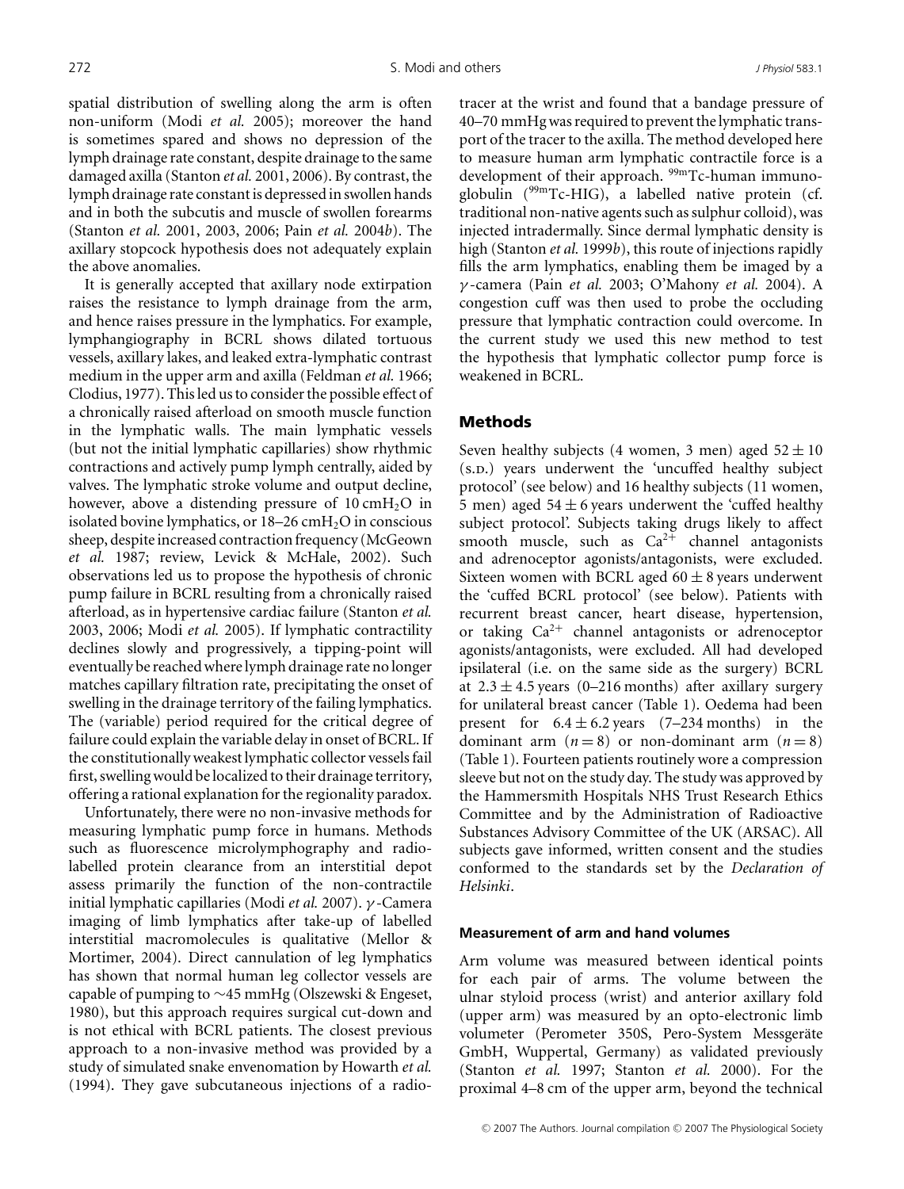spatial distribution of swelling along the arm is often non-uniform (Modi *et al.* 2005); moreover the hand is sometimes spared and shows no depression of the lymph drainage rate constant, despite drainage to the same damaged axilla (Stanton *et al.* 2001, 2006). By contrast, the lymph drainage rate constant is depressed in swollen hands and in both the subcutis and muscle of swollen forearms (Stanton *et al.* 2001, 2003, 2006; Pain *et al.* 2004*b*). The axillary stopcock hypothesis does not adequately explain the above anomalies.

It is generally accepted that axillary node extirpation raises the resistance to lymph drainage from the arm, and hence raises pressure in the lymphatics. For example, lymphangiography in BCRL shows dilated tortuous vessels, axillary lakes, and leaked extra-lymphatic contrast medium in the upper arm and axilla (Feldman *et al.* 1966; Clodius, 1977). This led us to consider the possible effect of a chronically raised afterload on smooth muscle function in the lymphatic walls. The main lymphatic vessels (but not the initial lymphatic capillaries) show rhythmic contractions and actively pump lymph centrally, aided by valves. The lymphatic stroke volume and output decline, however, above a distending pressure of 10 cm$H_2O$ in isolated bovine lymphatics, or 18–26 cm$H_2O$ in conscious sheep, despite increased contraction frequency (McGeown *et al.* 1987; review, Levick & McHale, 2002). Such observations led us to propose the hypothesis of chronic pump failure in BCRL resulting from a chronically raised afterload, as in hypertensive cardiac failure (Stanton *et al.* 2003, 2006; Modi *et al.* 2005). If lymphatic contractility declines slowly and progressively, a tipping-point will eventually be reached where lymph drainage rate no longer matches capillary filtration rate, precipitating the onset of swelling in the drainage territory of the failing lymphatics. The (variable) period required for the critical degree of failure could explain the variable delay in onset of BCRL. If the constitutionally weakest lymphatic collector vessels fail first, swelling would be localized to their drainage territory, offering a rational explanation for the regionality paradox.

Unfortunately, there were no non-invasive methods for measuring lymphatic pump force in humans. Methods such as fluorescence microlymphography and radio-labelled protein clearance from an interstitial depot assess primarily the function of the non-contractile initial lymphatic capillaries (Modi *et al.* 2007). $\gamma$-Camera imaging of limb lymphatics after take-up of labelled interstitial macromolecules is qualitative (Mellor & Mortimer, 2004). Direct cannulation of leg lymphatics has shown that normal human leg collector vessels are capable of pumping to ~45 mmHg (Olszewski & Engeset, 1980), but this approach requires surgical cut-down and is not ethical with BCRL patients. The closest previous approach to a non-invasive method was provided by a study of simulated snake envenomation by Howarth *et al.* (1994). They gave subcutaneous injections of a radio-tracer at the wrist and found that a bandage pressure of 40–70 mmHg was required to prevent the lymphatic transport of the tracer to the axilla. The method developed here to measure human arm lymphatic contractile force is a development of their approach. $^{99m}$Tc-human immunoglobulin ($^{99m}$Tc-HIG), a labelled native protein (cf. traditional non-native agents such as sulphur colloid), was injected intradermally. Since dermal lymphatic density is high (Stanton *et al.* 1999*b*), this route of injections rapidly fills the arm lymphatics, enabling them be imaged by a $\gamma$-camera (Pain *et al.* 2003; O'Mahony *et al.* 2004). A congestion cuff was then used to probe the occluding pressure that lymphatic contraction could overcome. In the current study we used this new method to test the hypothesis that lymphatic collector pump force is weakened in BCRL.

## Methods

Seven healthy subjects (4 women, 3 men) aged $52 \pm 10$ (S.D.) years underwent the 'uncuffed healthy subject protocol' (see below) and 16 healthy subjects (11 women, 5 men) aged $54 \pm 6$ years underwent the 'cuffed healthy subject protocol'. Subjects taking drugs likely to affect smooth muscle, such as $Ca^{2+}$ channel antagonists and adrenoceptor agonists/antagonists, were excluded. Sixteen women with BCRL aged $60 \pm 8$ years underwent the 'cuffed BCRL protocol' (see below). Patients with recurrent breast cancer, heart disease, hypertension, or taking $Ca^{2+}$ channel antagonists or adrenoceptor agonists/antagonists, were excluded. All had developed ipsilateral (i.e. on the same side as the surgery) BCRL at $2.3 \pm 4.5$ years (0–216 months) after axillary surgery for unilateral breast cancer (Table 1). Oedema had been present for $6.4 \pm 6.2$ years (7–234 months) in the dominant arm ($n = 8$) or non-dominant arm ($n = 8$) (Table 1). Fourteen patients routinely wore a compression sleeve but not on the study day. The study was approved by the Hammersmith Hospitals NHS Trust Research Ethics Committee and by the Administration of Radioactive Substances Advisory Committee of the UK (ARSAC). All subjects gave informed, written consent and the studies conformed to the standards set by the *Declaration of Helsinki*.

### Measurement of arm and hand volumes

Arm volume was measured between identical points for each pair of arms. The volume between the ulnar styloid process (wrist) and anterior axillary fold (upper arm) was measured by an opto-electronic limb volumeter (Perometer 350S, Pero-System Messgeräte GmbH, Wuppertal, Germany) as validated previously (Stanton *et al.* 1997; Stanton *et al.* 2000). For the proximal 4–8 cm of the upper arm, beyond the technical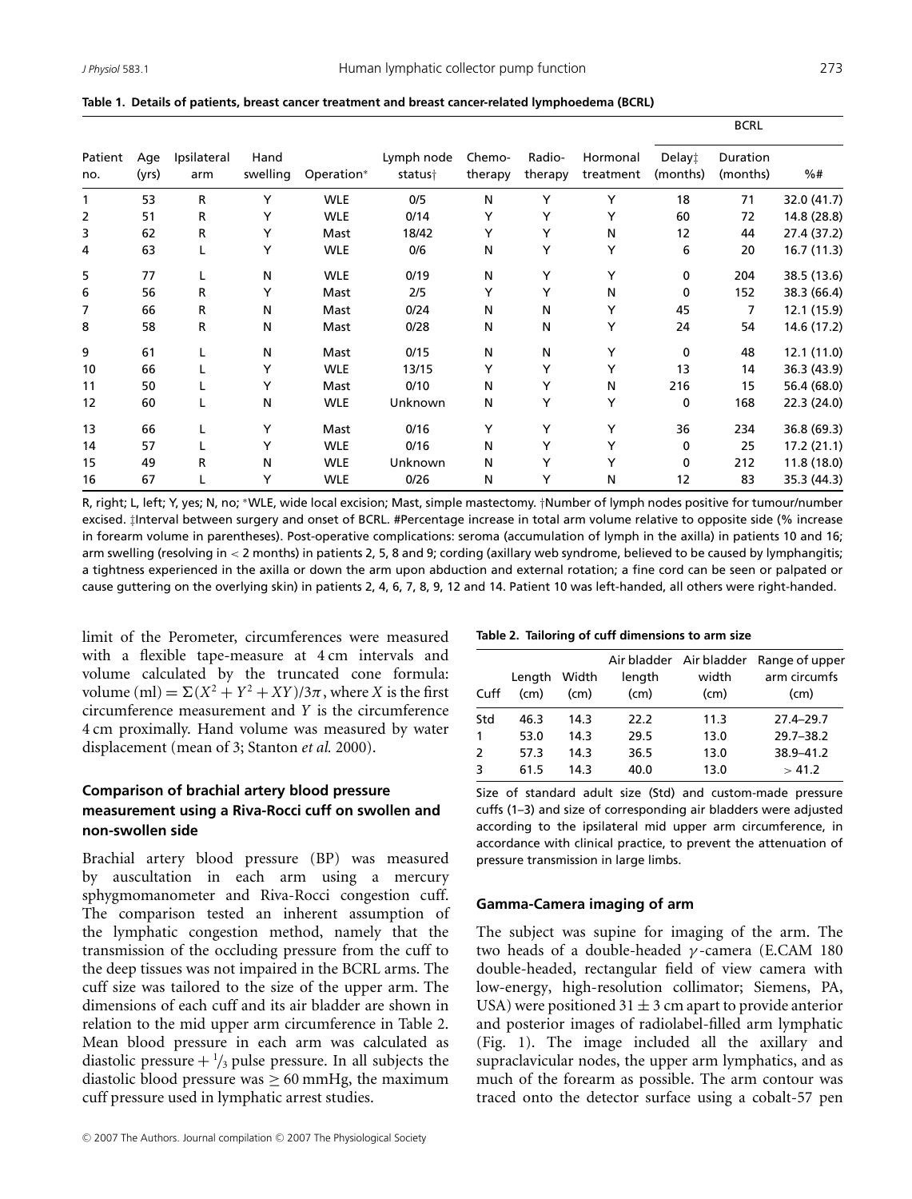**Table 1. Details of patients, breast cancer treatment and breast cancer-related lymphoedema (BCRL)**

| Patient no. | Age (yrs) | Ipsilateral arm | Hand swelling | Operation* | Lymph node status† | Chemo-therapy | Radio-therapy | Hormonal treatment | BCRL Delay‡ (months) | BCRL Duration (months) | BCRL %# |
|---|---|---|---|---|---|---|---|---|---|---|---|
| 1 | 53 | R | Y | WLE | 0/5 | N | Y | Y | 18 | 71 | 32.0 (41.7) |
| 2 | 51 | R | Y | WLE | 0/14 | Y | Y | Y | 60 | 72 | 14.8 (28.8) |
| 3 | 62 | R | Y | Mast | 18/42 | Y | Y | N | 12 | 44 | 27.4 (37.2) |
| 4 | 63 | L | Y | WLE | 0/6 | N | Y | Y | 6 | 20 | 16.7 (11.3) |
| 5 | 77 | L | N | WLE | 0/19 | N | Y | Y | 0 | 204 | 38.5 (13.6) |
| 6 | 56 | R | Y | Mast | 2/5 | Y | Y | N | 0 | 152 | 38.3 (66.4) |
| 7 | 66 | R | N | Mast | 0/24 | N | N | Y | 45 | 7 | 12.1 (15.9) |
| 8 | 58 | R | N | Mast | 0/28 | N | N | Y | 24 | 54 | 14.6 (17.2) |
| 9 | 61 | L | N | Mast | 0/15 | N | N | Y | 0 | 48 | 12.1 (11.0) |
| 10 | 66 | L | Y | WLE | 13/15 | Y | Y | Y | 13 | 14 | 36.3 (43.9) |
| 11 | 50 | L | Y | Mast | 0/10 | N | Y | N | 216 | 15 | 56.4 (68.0) |
| 12 | 60 | L | N | WLE | Unknown | N | Y | Y | 0 | 168 | 22.3 (24.0) |
| 13 | 66 | L | Y | Mast | 0/16 | Y | Y | Y | 36 | 234 | 36.8 (69.3) |
| 14 | 57 | L | Y | WLE | 0/16 | N | Y | Y | 0 | 25 | 17.2 (21.1) |
| 15 | 49 | R | N | WLE | Unknown | N | Y | Y | 0 | 212 | 11.8 (18.0) |
| 16 | 67 | L | Y | WLE | 0/26 | N | Y | N | 12 | 83 | 35.3 (44.3) |

R, right; L, left; Y, yes; N, no; *WLE, wide local excision; Mast, simple mastectomy. †Number of lymph nodes positive for tumour/number excised. ‡Interval between surgery and onset of BCRL. #Percentage increase in total arm volume relative to opposite side (% increase in forearm volume in parentheses). Post-operative complications: seroma (accumulation of lymph in the axilla) in patients 10 and 16; arm swelling (resolving in < 2 months) in patients 2, 5, 8 and 9; cording (axillary web syndrome, believed to be caused by lymphangitis; a tightness experienced in the axilla or down the arm upon abduction and external rotation; a fine cord can be seen or palpated or cause guttering on the overlying skin) in patients 2, 4, 6, 7, 8, 9, 12 and 14. Patient 10 was left-handed, all others were right-handed.

limit of the Perometer, circumferences were measured with a flexible tape-measure at 4 cm intervals and volume calculated by the truncated cone formula: volume (ml) $= \Sigma(X^2 + Y^2 + XY)/3\pi$, where $X$ is the first circumference measurement and $Y$ is the circumference 4 cm proximally. Hand volume was measured by water displacement (mean of 3; Stanton *et al.* 2000).

### Comparison of brachial artery blood pressure measurement using a Riva-Rocci cuff on swollen and non-swollen side

Brachial artery blood pressure (BP) was measured by auscultation in each arm using a mercury sphygmomanometer and Riva-Rocci congestion cuff. The comparison tested an inherent assumption of the lymphatic congestion method, namely that the transmission of the occluding pressure from the cuff to the deep tissues was not impaired in the BCRL arms. The cuff size was tailored to the size of the upper arm. The dimensions of each cuff and its air bladder are shown in relation to the mid upper arm circumference in Table 2. Mean blood pressure in each arm was calculated as diastolic pressure + $^{1}/_{3}$ pulse pressure. In all subjects the diastolic blood pressure was $\geq 60$ mmHg, the maximum cuff pressure used in lymphatic arrest studies.

**Table 2. Tailoring of cuff dimensions to arm size**

| Cuff | Length (cm) | Width (cm) | Air bladder length (cm) | Air bladder width (cm) | Range of upper arm circumfs (cm) |
|---|---|---|---|---|---|
| Std | 46.3 | 14.3 | 22.2 | 11.3 | 27.4–29.7 |
| 1 | 53.0 | 14.3 | 29.5 | 13.0 | 29.7–38.2 |
| 2 | 57.3 | 14.3 | 36.5 | 13.0 | 38.9–41.2 |
| 3 | 61.5 | 14.3 | 40.0 | 13.0 | > 41.2 |

Size of standard adult size (Std) and custom-made pressure cuffs (1–3) and size of corresponding air bladders were adjusted according to the ipsilateral mid upper arm circumference, in accordance with clinical practice, to prevent the attenuation of pressure transmission in large limbs.

### Gamma-Camera imaging of arm

The subject was supine for imaging of the arm. The two heads of a double-headed $\gamma$-camera (E.CAM 180 double-headed, rectangular field of view camera with low-energy, high-resolution collimator; Siemens, PA, USA) were positioned $31 \pm 3$ cm apart to provide anterior and posterior images of radiolabel-filled arm lymphatic (Fig. 1). The image included all the axillary and supraclavicular nodes, the upper arm lymphatics, and as much of the forearm as possible. The arm contour was traced onto the detector surface using a cobalt-57 pen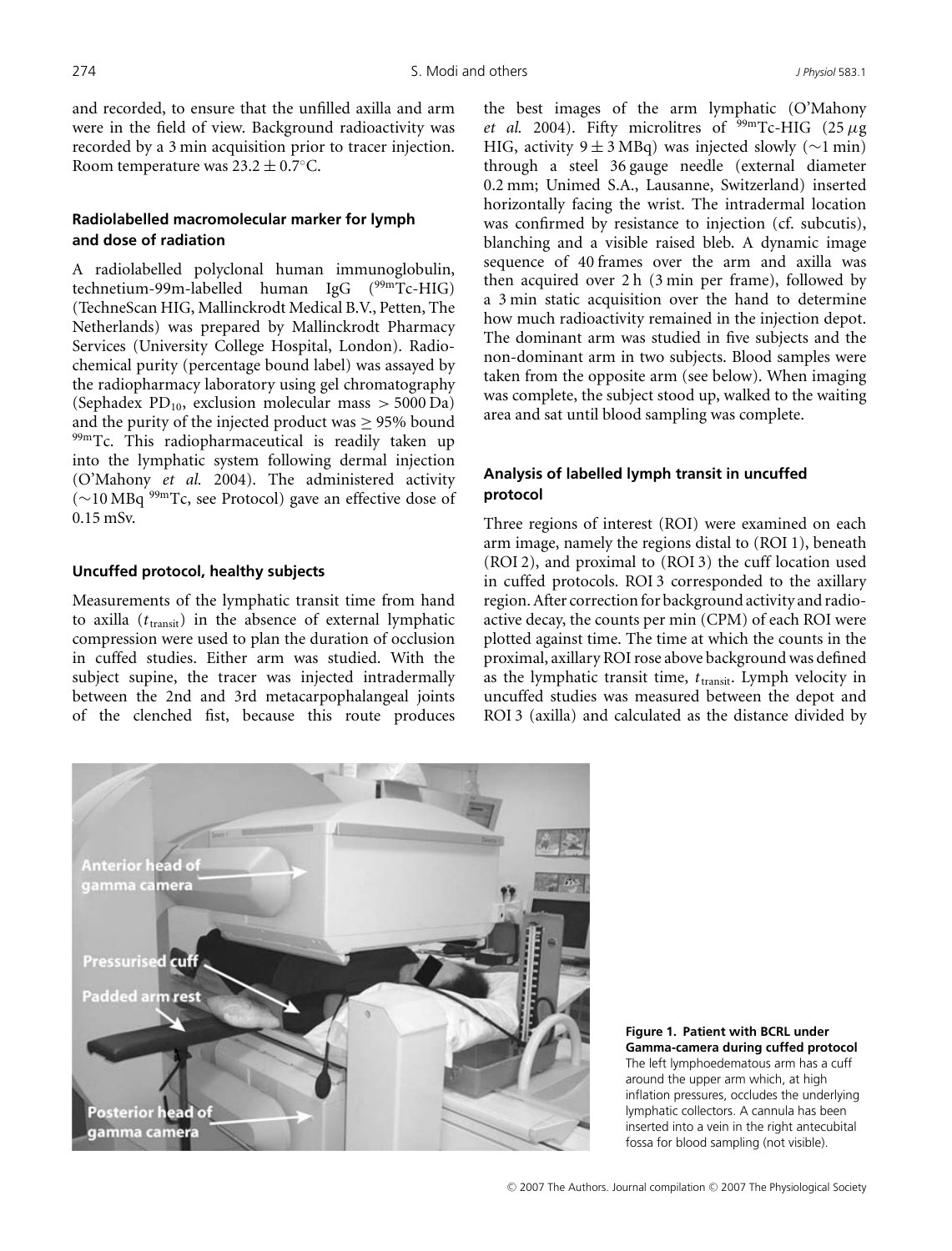and recorded, to ensure that the unfilled axilla and arm were in the field of view. Background radioactivity was recorded by a 3 min acquisition prior to tracer injection. Room temperature was $23.2 \pm 0.7$°C.

### Radiolabelled macromolecular marker for lymph and dose of radiation

A radiolabelled polyclonal human immunoglobulin, technetium-99m-labelled human IgG ($^{99m}$Tc-HIG) (TechneScan HIG, Mallinckrodt Medical B.V., Petten, The Netherlands) was prepared by Mallinckrodt Pharmacy Services (University College Hospital, London). Radiochemical purity (percentage bound label) was assayed by the radiopharmacy laboratory using gel chromatography (Sephadex $PD_{10}$, exclusion molecular mass > 5000 Da) and the purity of the injected product was ≥ 95% bound $^{99m}$Tc. This radiopharmaceutical is readily taken up into the lymphatic system following dermal injection (O'Mahony *et al.* 2004). The administered activity (~10 MBq $^{99m}$Tc, see Protocol) gave an effective dose of 0.15 mSv.

### Uncuffed protocol, healthy subjects

Measurements of the lymphatic transit time from hand to axilla ($t_{transit}$) in the absence of external lymphatic compression were used to plan the duration of occlusion in cuffed studies. Either arm was studied. With the subject supine, the tracer was injected intradermally between the 2nd and 3rd metacarpophalangeal joints of the clenched fist, because this route produces the best images of the arm lymphatic (O'Mahony *et al.* 2004). Fifty microlitres of $^{99m}$Tc-HIG (25 μg HIG, activity $9 \pm 3$ MBq) was injected slowly (~1 min) through a steel 36 gauge needle (external diameter 0.2 mm; Unimed S.A., Lausanne, Switzerland) inserted horizontally facing the wrist. The intradermal location was confirmed by resistance to injection (cf. subcutis), blanching and a visible raised bleb. A dynamic image sequence of 40 frames over the arm and axilla was then acquired over 2 h (3 min per frame), followed by a 3 min static acquisition over the hand to determine how much radioactivity remained in the injection depot. The dominant arm was studied in five subjects and the non-dominant arm in two subjects. Blood samples were taken from the opposite arm (see below). When imaging was complete, the subject stood up, walked to the waiting area and sat until blood sampling was complete.

### Analysis of labelled lymph transit in uncuffed protocol

Three regions of interest (ROI) were examined on each arm image, namely the regions distal to (ROI 1), beneath (ROI 2), and proximal to (ROI 3) the cuff location used in cuffed protocols. ROI 3 corresponded to the axillary region. After correction for background activity and radioactive decay, the counts per min (CPM) of each ROI were plotted against time. The time at which the counts in the proximal, axillary ROI rose above background was defined as the lymphatic transit time, $t_{transit}$. Lymph velocity in uncuffed studies was measured between the depot and ROI 3 (axilla) and calculated as the distance divided by

**Figure 1. Patient with BCRL under Gamma-camera during cuffed protocol**
The left lymphoedematous arm has a cuff around the upper arm which, at high inflation pressures, occludes the underlying lymphatic collectors. A cannula has been inserted into a vein in the right antecubital fossa for blood sampling (not visible).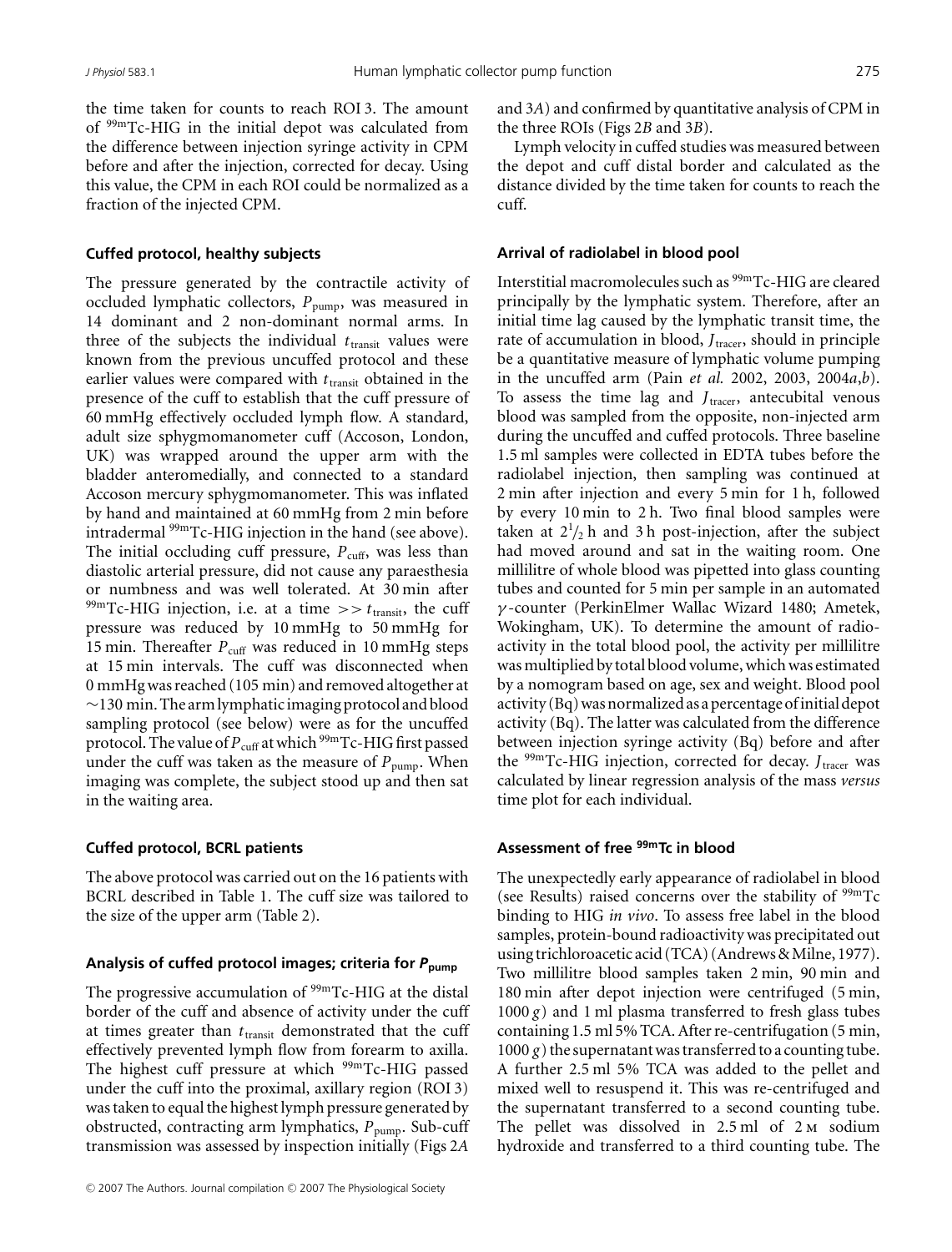the time taken for counts to reach ROI 3. The amount of $^{99m}$Tc-HIG in the initial depot was calculated from the difference between injection syringe activity in CPM before and after the injection, corrected for decay. Using this value, the CPM in each ROI could be normalized as a fraction of the injected CPM.

### Cuffed protocol, healthy subjects

The pressure generated by the contractile activity of occluded lymphatic collectors, $P_{pump}$, was measured in 14 dominant and 2 non-dominant normal arms. In three of the subjects the individual $t_{transit}$ values were known from the previous uncuffed protocol and these earlier values were compared with $t_{transit}$ obtained in the presence of the cuff to establish that the cuff pressure of 60 mmHg effectively occluded lymph flow. A standard, adult size sphygmomanometer cuff (Accoson, London, UK) was wrapped around the upper arm with the bladder anteromedially, and connected to a standard Accoson mercury sphygmomanometer. This was inflated by hand and maintained at 60 mmHg from 2 min before intradermal $^{99m}$Tc-HIG injection in the hand (see above). The initial occluding cuff pressure, $P_{cuff}$, was less than diastolic arterial pressure, did not cause any paraesthesia or numbness and was well tolerated. At 30 min after $^{99m}$Tc-HIG injection, i.e. at a time $>> t_{transit}$, the cuff pressure was reduced by 10 mmHg to 50 mmHg for 15 min. Thereafter $P_{cuff}$ was reduced in 10 mmHg steps at 15 min intervals. The cuff was disconnected when 0 mmHg was reached (105 min) and removed altogether at ~130 min. The arm lymphatic imaging protocol and blood sampling protocol (see below) were as for the uncuffed protocol. The value of $P_{cuff}$ at which $^{99m}$Tc-HIG first passed under the cuff was taken as the measure of $P_{pump}$. When imaging was complete, the subject stood up and then sat in the waiting area.

### Cuffed protocol, BCRL patients

The above protocol was carried out on the 16 patients with BCRL described in Table 1. The cuff size was tailored to the size of the upper arm (Table 2).

### Analysis of cuffed protocol images; criteria for $P_{pump}$

The progressive accumulation of $^{99m}$Tc-HIG at the distal border of the cuff and absence of activity under the cuff at times greater than $t_{transit}$ demonstrated that the cuff effectively prevented lymph flow from forearm to axilla. The highest cuff pressure at which $^{99m}$Tc-HIG passed under the cuff into the proximal, axillary region (ROI 3) was taken to equal the highest lymph pressure generated by obstructed, contracting arm lymphatics, $P_{pump}$. Sub-cuff transmission was assessed by inspection initially (Figs 2*A* and 3*A*) and confirmed by quantitative analysis of CPM in the three ROIs (Figs 2*B* and 3*B*).

Lymph velocity in cuffed studies was measured between the depot and cuff distal border and calculated as the distance divided by the time taken for counts to reach the cuff.

### Arrival of radiolabel in blood pool

Interstitial macromolecules such as $^{99m}$Tc-HIG are cleared principally by the lymphatic system. Therefore, after an initial time lag caused by the lymphatic transit time, the rate of accumulation in blood, $J_{tracer}$, should in principle be a quantitative measure of lymphatic volume pumping in the uncuffed arm (Pain *et al.* 2002, 2003, 2004*a*,*b*). To assess the time lag and $J_{tracer}$, antecubital venous blood was sampled from the opposite, non-injected arm during the uncuffed and cuffed protocols. Three baseline 1.5 ml samples were collected in EDTA tubes before the radiolabel injection, then sampling was continued at 2 min after injection and every 5 min for 1 h, followed by every 10 min to 2 h. Two final blood samples were taken at $2^1/_2$ h and 3 h post-injection, after the subject had moved around and sat in the waiting room. One millilitre of whole blood was pipetted into glass counting tubes and counted for 5 min per sample in an automated $\gamma$-counter (PerkinElmer Wallac Wizard 1480; Ametek, Wokingham, UK). To determine the amount of radioactivity in the total blood pool, the activity per millilitre was multiplied by total blood volume, which was estimated by a nomogram based on age, sex and weight. Blood pool activity (Bq) was normalized as a percentage of initial depot activity (Bq). The latter was calculated from the difference between injection syringe activity (Bq) before and after the $^{99m}$Tc-HIG injection, corrected for decay. $J_{tracer}$ was calculated by linear regression analysis of the mass *versus* time plot for each individual.

### Assessment of free $^{99m}$Tc in blood

The unexpectedly early appearance of radiolabel in blood (see Results) raised concerns over the stability of $^{99m}$Tc binding to HIG *in vivo*. To assess free label in the blood samples, protein-bound radioactivity was precipitated out using trichloroacetic acid (TCA) (Andrews & Milne, 1977). Two millilitre blood samples taken 2 min, 90 min and 180 min after depot injection were centrifuged (5 min, 1000 *g*) and 1 ml plasma transferred to fresh glass tubes containing 1.5 ml 5% TCA. After re-centrifugation (5 min, 1000 *g*) the supernatant was transferred to a counting tube. A further 2.5 ml 5% TCA was added to the pellet and mixed well to resuspend it. This was re-centrifuged and the supernatant transferred to a second counting tube. The pellet was dissolved in 2.5 ml of 2 M sodium hydroxide and transferred to a third counting tube. The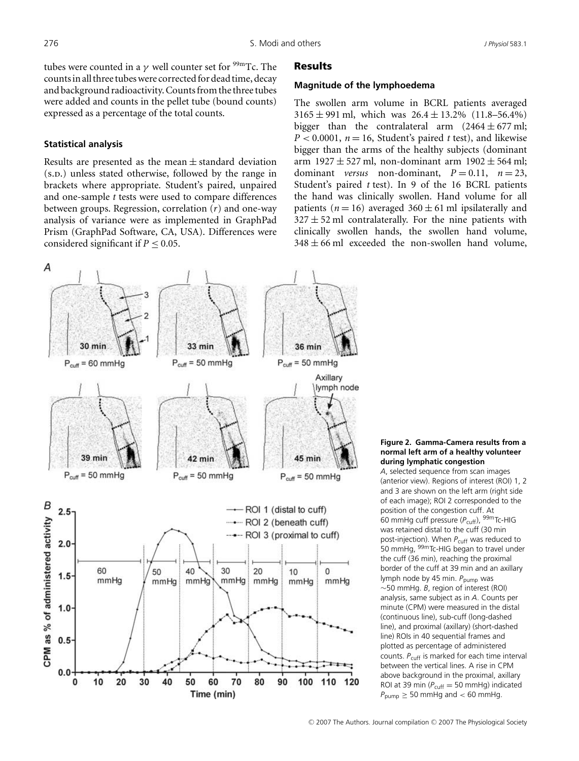tubes were counted in a $\gamma$ well counter set for $^{99m}$Tc. The counts in all three tubes were corrected for dead time, decay and background radioactivity. Counts from the three tubes were added and counts in the pellet tube (bound counts) expressed as a percentage of the total counts.

### Statistical analysis

Results are presented as the mean ± standard deviation (S.D.) unless stated otherwise, followed by the range in brackets where appropriate. Student's paired, unpaired and one-sample *t* tests were used to compare differences between groups. Regression, correlation ($r$) and one-way analysis of variance were as implemented in GraphPad Prism (GraphPad Software, CA, USA). Differences were considered significant if $P \leq 0.05$.

## Results

### Magnitude of the lymphoedema

The swollen arm volume in BCRL patients averaged 3165 ± 991 ml, which was 26.4 ± 13.2% (11.8–56.4%) bigger than the contralateral arm (2464 ± 677 ml; $P < 0.0001$, $n = 16$, Student's paired *t* test), and likewise bigger than the arms of the healthy subjects (dominant arm 1927 ± 527 ml, non-dominant arm 1902 ± 564 ml; dominant *versus* non-dominant, $P = 0.11$, $n = 23$, Student's paired *t* test). In 9 of the 16 BCRL patients the hand was clinically swollen. Hand volume for all patients ($n = 16$) averaged 360 ± 61 ml ipsilaterally and 327 ± 52 ml contralaterally. For the nine patients with clinically swollen hands, the swollen hand volume, 348 ± 66 ml exceeded the non-swollen hand volume,

**Figure 2. Gamma-Camera results from a normal left arm of a healthy volunteer during lymphatic congestion**

*A*, selected sequence from scan images (anterior view). Regions of interest (ROI) 1, 2 and 3 are shown on the left arm (right side of each image); ROI 2 corresponded to the position of the congestion cuff. At 60 mmHg cuff pressure ($P_{cuff}$), $^{99m}$Tc-HIG was retained distal to the cuff (30 min post-injection). When $P_{cuff}$ was reduced to 50 mmHg, $^{99m}$Tc-HIG began to travel under the cuff (36 min), reaching the proximal border of the cuff at 39 min and an axillary lymph node by 45 min. $P_{pump}$ was ~50 mmHg. *B*, region of interest (ROI) analysis, same subject as in *A*. Counts per minute (CPM) were measured in the distal (continuous line), sub-cuff (long-dashed line), and proximal (axillary) (short-dashed line) ROIs in 40 sequential frames and plotted as percentage of administered counts. $P_{cuff}$ is marked for each time interval between the vertical lines. A rise in CPM above background in the proximal, axillary ROI at 39 min ($P_{cuff} = 50$ mmHg) indicated $P_{pump} \geq 50$ mmHg and $< 60$ mmHg.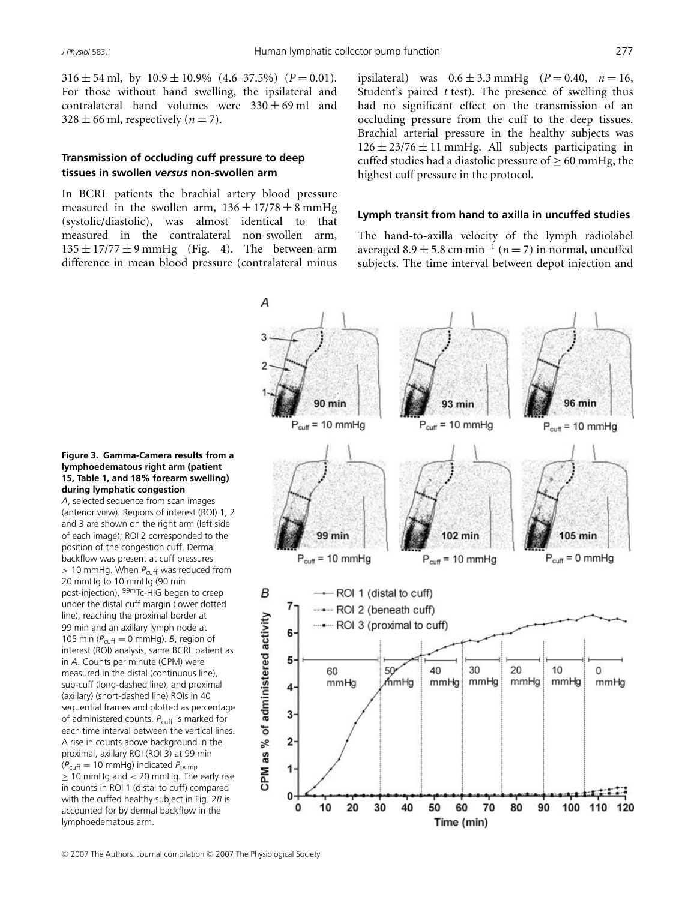$316 \pm 54$ ml, by $10.9 \pm 10.9\%$ (4.6–37.5%) ($P = 0.01$). For those without hand swelling, the ipsilateral and contralateral hand volumes were $330 \pm 69$ ml and $328 \pm 66$ ml, respectively ($n = 7$).

### Transmission of occluding cuff pressure to deep tissues in swollen *versus* non-swollen arm

In BCRL patients the brachial artery blood pressure measured in the swollen arm, $136 \pm 17/78 \pm 8$ mmHg (systolic/diastolic), was almost identical to that measured in the contralateral non-swollen arm, $135 \pm 17/77 \pm 9$ mmHg (Fig. 4). The between-arm difference in mean blood pressure (contralateral minus ipsilateral) was $0.6 \pm 3.3$ mmHg ($P = 0.40$, $n = 16$, Student's paired *t* test). The presence of swelling thus had no significant effect on the transmission of an occluding pressure from the cuff to the deep tissues. Brachial arterial pressure in the healthy subjects was $126 \pm 23/76 \pm 11$ mmHg. All subjects participating in cuffed studies had a diastolic pressure of $\geq 60$ mmHg, the highest cuff pressure in the protocol.

### Lymph transit from hand to axilla in uncuffed studies

The hand-to-axilla velocity of the lymph radiolabel averaged $8.9 \pm 5.8$ cm min$^{-1}$ ($n = 7$) in normal, uncuffed subjects. The time interval between depot injection and

**Figure 3. Gamma-Camera results from a lymphoedematous right arm (patient 15, Table 1, and 18% forearm swelling) during lymphatic congestion**

*A*, selected sequence from scan images (anterior view). Regions of interest (ROI) 1, 2 and 3 are shown on the right arm (left side of each image); ROI 2 corresponded to the position of the congestion cuff. Dermal backflow was present at cuff pressures > 10 mmHg. When $P_{cuff}$ was reduced from 20 mmHg to 10 mmHg (90 min post-injection), $^{99m}$Tc-HIG began to creep under the distal cuff margin (lower dotted line), reaching the proximal border at 99 min and an axillary lymph node at 105 min ($P_{cuff} = 0$ mmHg). *B*, region of interest (ROI) analysis, same BCRL patient as in *A*. Counts per minute (CPM) were measured in the distal (continuous line), sub-cuff (long-dashed line), and proximal (axillary) (short-dashed line) ROIs in 40 sequential frames and plotted as percentage of administered counts. $P_{cuff}$ is marked for each time interval between the vertical lines. A rise in counts above background in the proximal, axillary ROI (ROI 3) at 99 min ($P_{cuff} = 10$ mmHg) indicated $P_{pump} \geq 10$ mmHg and < 20 mmHg. The early rise in counts in ROI 1 (distal to cuff) compared with the cuffed healthy subject in Fig. 2*B* is accounted for by dermal backflow in the lymphoedematous arm.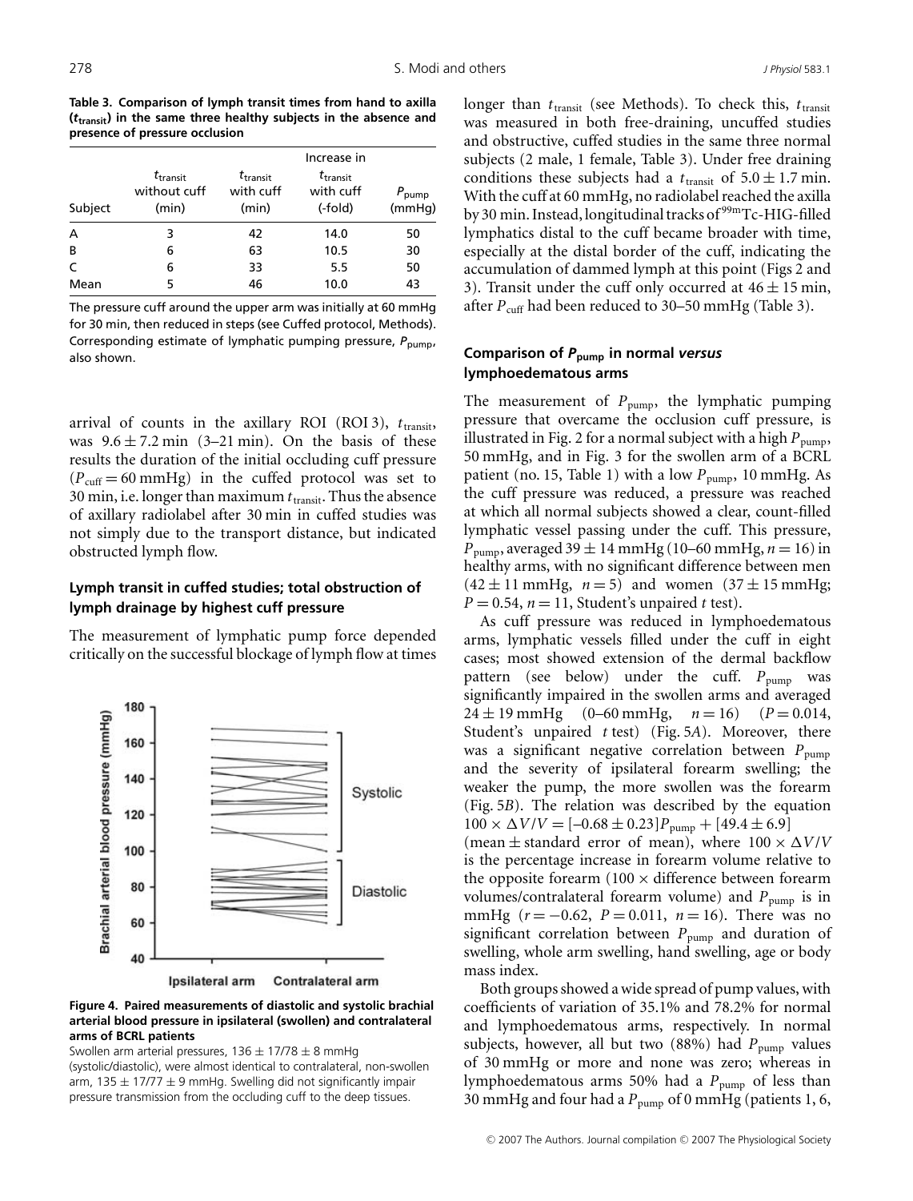**Table 3. Comparison of lymph transit times from hand to axilla ($t_{transit}$) in the same three healthy subjects in the absence and presence of pressure occlusion**

| Subject | $t_{transit}$ without cuff (min) | $t_{transit}$ with cuff (min) | Increase in $t_{transit}$ with cuff (-fold) | $P_{pump}$ (mmHg) |
|---|---|---|---|---|
| A | 3 | 42 | 14.0 | 50 |
| B | 6 | 63 | 10.5 | 30 |
| C | 6 | 33 | 5.5 | 50 |
| Mean | 5 | 46 | 10.0 | 43 |

The pressure cuff around the upper arm was initially at 60 mmHg for 30 min, then reduced in steps (see Cuffed protocol, Methods). Corresponding estimate of lymphatic pumping pressure, $P_{pump}$, also shown.

arrival of counts in the axillary ROI (ROI 3), $t_{transit}$, was $9.6 \pm 7.2$ min (3–21 min). On the basis of these results the duration of the initial occluding cuff pressure ($P_{cuff} = 60$ mmHg) in the cuffed protocol was set to 30 min, i.e. longer than maximum $t_{transit}$. Thus the absence of axillary radiolabel after 30 min in cuffed studies was not simply due to the transport distance, but indicated obstructed lymph flow.

### Lymph transit in cuffed studies; total obstruction of lymph drainage by highest cuff pressure

The measurement of lymphatic pump force depended critically on the successful blockage of lymph flow at times longer than $t_{transit}$ (see Methods). To check this, $t_{transit}$ was measured in both free-draining, uncuffed studies and obstructive, cuffed studies in the same three normal subjects (2 male, 1 female, Table 3). Under free draining conditions these subjects had a $t_{transit}$ of $5.0 \pm 1.7$ min. With the cuff at 60 mmHg, no radiolabel reached the axilla by 30 min. Instead, longitudinal tracks of $^{99m}$Tc-HIG-filled lymphatics distal to the cuff became broader with time, especially at the distal border of the cuff, indicating the accumulation of dammed lymph at this point (Figs 2 and 3). Transit under the cuff only occurred at $46 \pm 15$ min, after $P_{cuff}$ had been reduced to 30–50 mmHg (Table 3).

**Figure 4. Paired measurements of diastolic and systolic brachial arterial blood pressure in ipsilateral (swollen) and contralateral arms of BCRL patients**

Swollen arm arterial pressures, $136 \pm 17/78 \pm 8$ mmHg (systolic/diastolic), were almost identical to contralateral, non-swollen arm, $135 \pm 17/77 \pm 9$ mmHg. Swelling did not significantly impair pressure transmission from the occluding cuff to the deep tissues.

### Comparison of $P_{pump}$ in normal *versus* lymphoedematous arms

The measurement of $P_{pump}$, the lymphatic pumping pressure that overcame the occlusion cuff pressure, is illustrated in Fig. 2 for a normal subject with a high $P_{pump}$, 50 mmHg, and in Fig. 3 for the swollen arm of a BCRL patient (no. 15, Table 1) with a low $P_{pump}$, 10 mmHg. As the cuff pressure was reduced, a pressure was reached at which all normal subjects showed a clear, count-filled lymphatic vessel passing under the cuff. This pressure, $P_{pump}$, averaged $39 \pm 14$ mmHg (10–60 mmHg, $n = 16$) in healthy arms, with no significant difference between men ($42 \pm 11$ mmHg, $n = 5$) and women ($37 \pm 15$ mmHg; $P = 0.54$, $n = 11$, Student's unpaired *t* test).

As cuff pressure was reduced in lymphoedematous arms, lymphatic vessels filled under the cuff in eight cases; most showed extension of the dermal backflow pattern (see below) under the cuff. $P_{pump}$ was significantly impaired in the swollen arms and averaged $24 \pm 19$ mmHg (0–60 mmHg, $n = 16$) ($P = 0.014$, Student's unpaired *t* test) (Fig. 5*A*). Moreover, there was a significant negative correlation between $P_{pump}$ and the severity of ipsilateral forearm swelling; the weaker the pump, the more swollen was the forearm (Fig. 5*B*). The relation was described by the equation $100 \times \Delta V/V = [-0.68 \pm 0.23]P_{pump} + [49.4 \pm 6.9]$ (mean ± standard error of mean), where $100 \times \Delta V/V$ is the percentage increase in forearm volume relative to the opposite forearm (100 × difference between forearm volumes/contralateral forearm volume) and $P_{pump}$ is in mmHg ($r = -0.62$, $P = 0.011$, $n = 16$). There was no significant correlation between $P_{pump}$ and duration of swelling, whole arm swelling, hand swelling, age or body mass index.

Both groups showed a wide spread of pump values, with coefficients of variation of 35.1% and 78.2% for normal and lymphoedematous arms, respectively. In normal subjects, however, all but two (88%) had $P_{pump}$ values of 30 mmHg or more and none was zero; whereas in lymphoedematous arms 50% had a $P_{pump}$ of less than 30 mmHg and four had a $P_{pump}$ of 0 mmHg (patients 1, 6,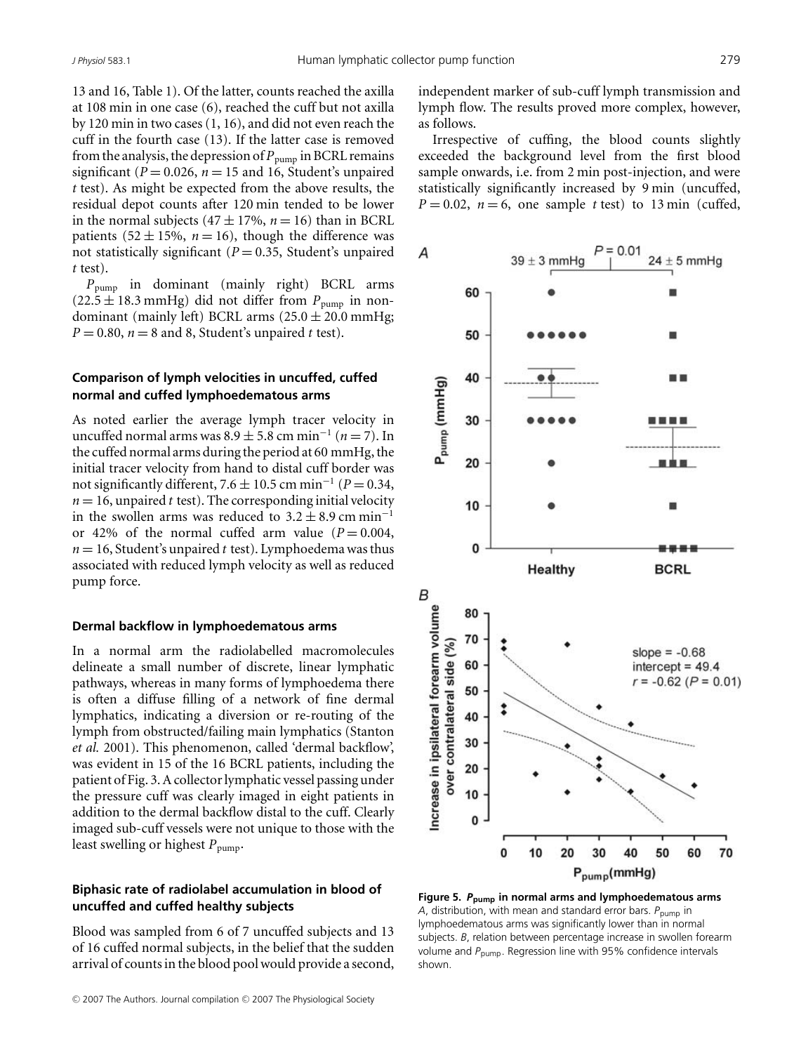13 and 16, Table 1). Of the latter, counts reached the axilla at 108 min in one case (6), reached the cuff but not axilla by 120 min in two cases (1, 16), and did not even reach the cuff in the fourth case (13). If the latter case is removed from the analysis, the depression of $P_{pump}$ in BCRL remains significant ($P = 0.026$, $n = 15$ and 16, Student's unpaired $t$ test). As might be expected from the above results, the residual depot counts after 120 min tended to be lower in the normal subjects ($47 \pm 17\%$, $n = 16$) than in BCRL patients ($52 \pm 15\%$, $n = 16$), though the difference was not statistically significant ($P = 0.35$, Student's unpaired $t$ test).

$P_{pump}$ in dominant (mainly right) BCRL arms ($22.5 \pm 18.3$ mmHg) did not differ from $P_{pump}$ in non-dominant (mainly left) BCRL arms ($25.0 \pm 20.0$ mmHg; $P = 0.80$, $n = 8$ and 8, Student's unpaired $t$ test).

### Comparison of lymph velocities in uncuffed, cuffed normal and cuffed lymphoedematous arms

As noted earlier the average lymph tracer velocity in uncuffed normal arms was $8.9 \pm 5.8$ cm min$^{-1}$ ($n = 7$). In the cuffed normal arms during the period at 60 mmHg, the initial tracer velocity from hand to distal cuff border was not significantly different, $7.6 \pm 10.5$ cm min$^{-1}$ ($P = 0.34$, $n = 16$, unpaired $t$ test). The corresponding initial velocity in the swollen arms was reduced to $3.2 \pm 8.9$ cm min$^{-1}$ or 42% of the normal cuffed arm value ($P = 0.004$, $n = 16$, Student's unpaired $t$ test). Lymphoedema was thus associated with reduced lymph velocity as well as reduced pump force.

### Dermal backflow in lymphoedematous arms

In a normal arm the radiolabelled macromolecules delineate a small number of discrete, linear lymphatic pathways, whereas in many forms of lymphoedema there is often a diffuse filling of a network of fine dermal lymphatics, indicating a diversion or re-routing of the lymph from obstructed/failing main lymphatics (Stanton *et al.* 2001). This phenomenon, called 'dermal backflow', was evident in 15 of the 16 BCRL patients, including the patient of Fig. 3. A collector lymphatic vessel passing under the pressure cuff was clearly imaged in eight patients in addition to the dermal backflow distal to the cuff. Clearly imaged sub-cuff vessels were not unique to those with the least swelling or highest $P_{pump}$.

### Biphasic rate of radiolabel accumulation in blood of uncuffed and cuffed healthy subjects

Blood was sampled from 6 of 7 uncuffed subjects and 13 of 16 cuffed normal subjects, in the belief that the sudden arrival of counts in the blood pool would provide a second, independent marker of sub-cuff lymph transmission and lymph flow. The results proved more complex, however, as follows.

Irrespective of cuffing, the blood counts slightly exceeded the background level from the first blood sample onwards, i.e. from 2 min post-injection, and were statistically significantly increased by 9 min (uncuffed, $P = 0.02$, $n = 6$, one sample $t$ test) to 13 min (cuffed,

**Figure 5. $P_{pump}$ in normal arms and lymphoedematous arms**
*A*, distribution, with mean and standard error bars. $P_{pump}$ in lymphoedematous arms was significantly lower than in normal subjects. *B*, relation between percentage increase in swollen forearm volume and $P_{pump}$. Regression line with 95% confidence intervals shown.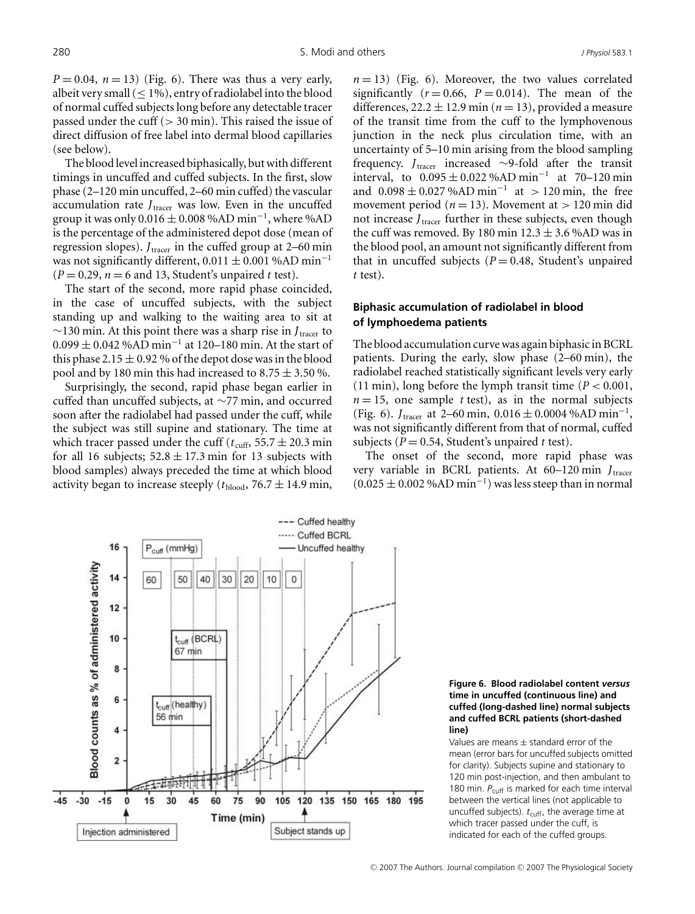$P = 0.04$, $n = 13$) (Fig. 6). There was thus a very early, albeit very small ($\leq 1\%$), entry of radiolabel into the blood of normal cuffed subjects long before any detectable tracer passed under the cuff (> 30 min). This raised the issue of direct diffusion of free label into dermal blood capillaries (see below).

The blood level increased biphasically, but with different timings in uncuffed and cuffed subjects. In the first, slow phase (2–120 min uncuffed, 2–60 min cuffed) the vascular accumulation rate $J_{tracer}$ was low. Even in the uncuffed group it was only $0.016 \pm 0.008$ %AD min$^{-1}$, where %AD is the percentage of the administered depot dose (mean of regression slopes). $J_{tracer}$ in the cuffed group at 2–60 min was not significantly different, $0.011 \pm 0.001$ %AD min$^{-1}$ ($P = 0.29$, $n = 6$ and 13, Student's unpaired $t$ test).

The start of the second, more rapid phase coincided, in the case of uncuffed subjects, with the subject standing up and walking to the waiting area to sit at ~130 min. At this point there was a sharp rise in $J_{tracer}$ to $0.099 \pm 0.042$ %AD min$^{-1}$ at 120–180 min. At the start of this phase $2.15 \pm 0.92$ % of the depot dose was in the blood pool and by 180 min this had increased to $8.75 \pm 3.50$ %.

Surprisingly, the second, rapid phase began earlier in cuffed than uncuffed subjects, at ~77 min, and occurred soon after the radiolabel had passed under the cuff, while the subject was still supine and stationary. The time at which tracer passed under the cuff ($t_{cuff}$, $55.7 \pm 20.3$ min for all 16 subjects; $52.8 \pm 17.3$ min for 13 subjects with blood samples) always preceded the time at which blood activity began to increase steeply ($t_{blood}$, $76.7 \pm 14.9$ min, $n = 13$) (Fig. 6). Moreover, the two values correlated significantly ($r = 0.66$, $P = 0.014$). The mean of the differences, $22.2 \pm 12.9$ min ($n = 13$), provided a measure of the transit time from the cuff to the lymphovenous junction in the neck plus circulation time, with an uncertainty of 5–10 min arising from the blood sampling frequency. $J_{tracer}$ increased ~9-fold after the transit interval, to $0.095 \pm 0.022$ %AD min$^{-1}$ at 70–120 min and $0.098 \pm 0.027$ %AD min$^{-1}$ at > 120 min, the free movement period ($n = 13$). Movement at > 120 min did not increase $J_{tracer}$ further in these subjects, even though the cuff was removed. By 180 min $12.3 \pm 3.6$ %AD was in the blood pool, an amount not significantly different from that in uncuffed subjects ($P = 0.48$, Student's unpaired $t$ test).

### Biphasic accumulation of radiolabel in blood of lymphoedema patients

The blood accumulation curve was again biphasic in BCRL patients. During the early, slow phase (2–60 min), the radiolabel reached statistically significant levels very early (11 min), long before the lymph transit time ($P < 0.001$, $n = 15$, one sample $t$ test), as in the normal subjects (Fig. 6). $J_{tracer}$ at 2–60 min, $0.016 \pm 0.0004$ %AD min$^{-1}$, was not significantly different from that of normal, cuffed subjects ($P = 0.54$, Student's unpaired $t$ test).

The onset of the second, more rapid phase was very variable in BCRL patients. At 60–120 min $J_{tracer}$ ($0.025 \pm 0.002$ %AD min$^{-1}$) was less steep than in normal

**Figure 6. Blood radiolabel content *versus* time in uncuffed (continuous line) and cuffed (long-dashed line) normal subjects and cuffed BCRL patients (short-dashed line)**

Values are means ± standard error of the mean (error bars for uncuffed subjects omitted for clarity). Subjects supine and stationary to 120 min post-injection, and then ambulant to 180 min. $P_{cuff}$ is marked for each time interval between the vertical lines (not applicable to uncuffed subjects). $t_{cuff}$, the average time at which tracer passed under the cuff, is indicated for each of the cuffed groups.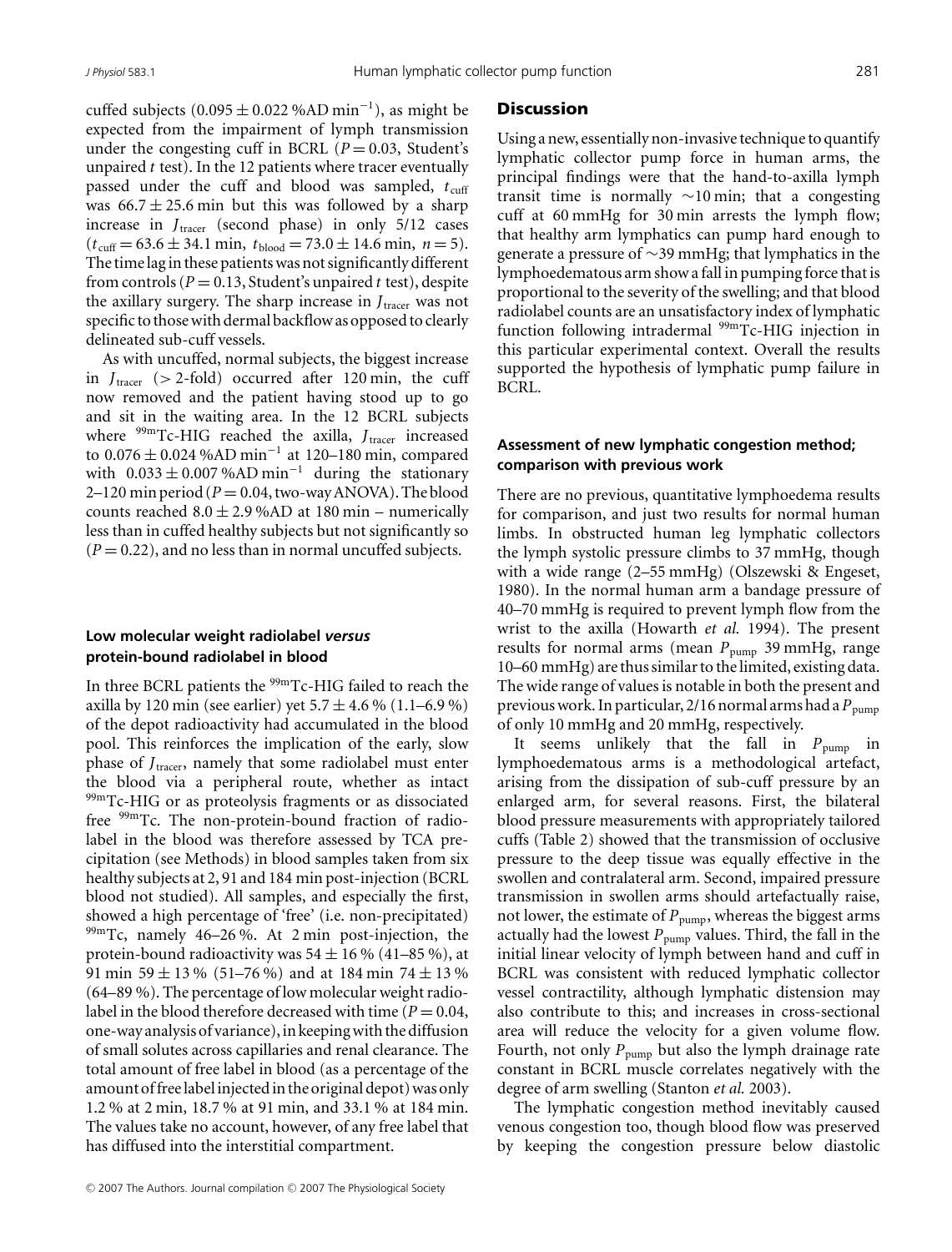cuffed subjects ($0.095 \pm 0.022$ %AD min$^{-1}$), as might be expected from the impairment of lymph transmission under the congesting cuff in BCRL ($P = 0.03$, Student's unpaired *t* test). In the 12 patients where tracer eventually passed under the cuff and blood was sampled, $t_{cuff}$ was $66.7 \pm 25.6$ min but this was followed by a sharp increase in $J_{tracer}$ (second phase) in only 5/12 cases ($t_{cuff} = 63.6 \pm 34.1$ min, $t_{blood} = 73.0 \pm 14.6$ min, $n = 5$). The time lag in these patients was not significantly different from controls ($P = 0.13$, Student's unpaired *t* test), despite the axillary surgery. The sharp increase in $J_{tracer}$ was not specific to those with dermal backflow as opposed to clearly delineated sub-cuff vessels.

As with uncuffed, normal subjects, the biggest increase in $J_{tracer}$ (> 2-fold) occurred after 120 min, the cuff now removed and the patient having stood up to go and sit in the waiting area. In the 12 BCRL subjects where $^{99m}$Tc-HIG reached the axilla, $J_{tracer}$ increased to $0.076 \pm 0.024$ %AD min$^{-1}$ at 120–180 min, compared with $0.033 \pm 0.007$ %AD min$^{-1}$ during the stationary 2–120 min period ($P = 0.04$, two-way ANOVA). The blood counts reached $8.0 \pm 2.9$ %AD at 180 min – numerically less than in cuffed healthy subjects but not significantly so ($P = 0.22$), and no less than in normal uncuffed subjects.

### Low molecular weight radiolabel *versus* protein-bound radiolabel in blood

In three BCRL patients the $^{99m}$Tc-HIG failed to reach the axilla by 120 min (see earlier) yet $5.7 \pm 4.6$ % (1.1–6.9 %) of the depot radioactivity had accumulated in the blood pool. This reinforces the implication of the early, slow phase of $J_{tracer}$, namely that some radiolabel must enter the blood via a peripheral route, whether as intact $^{99m}$Tc-HIG or as proteolysis fragments or as dissociated free $^{99m}$Tc. The non-protein-bound fraction of radiolabel in the blood was therefore assessed by TCA precipitation (see Methods) in blood samples taken from six healthy subjects at 2, 91 and 184 min post-injection (BCRL blood not studied). All samples, and especially the first, showed a high percentage of 'free' (i.e. non-precipitated) $^{99m}$Tc, namely 46–26 %. At 2 min post-injection, the protein-bound radioactivity was $54 \pm 16$ % (41–85 %), at 91 min $59 \pm 13$ % (51–76 %) and at 184 min $74 \pm 13$ % (64–89 %). The percentage of low molecular weight radiolabel in the blood therefore decreased with time ($P = 0.04$, one-way analysis of variance), in keeping with the diffusion of small solutes across capillaries and renal clearance. The total amount of free label in blood (as a percentage of the amount of free label injected in the original depot) was only 1.2 % at 2 min, 18.7 % at 91 min, and 33.1 % at 184 min. The values take no account, however, of any free label that has diffused into the interstitial compartment.

## Discussion

Using a new, essentially non-invasive technique to quantify lymphatic collector pump force in human arms, the principal findings were that the hand-to-axilla lymph transit time is normally ~10 min; that a congesting cuff at 60 mmHg for 30 min arrests the lymph flow; that healthy arm lymphatics can pump hard enough to generate a pressure of ~39 mmHg; that lymphatics in the lymphoedematous arm show a fall in pumping force that is proportional to the severity of the swelling; and that blood radiolabel counts are an unsatisfactory index of lymphatic function following intradermal $^{99m}$Tc-HIG injection in this particular experimental context. Overall the results supported the hypothesis of lymphatic pump failure in BCRL.

### Assessment of new lymphatic congestion method; comparison with previous work

There are no previous, quantitative lymphoedema results for comparison, and just two results for normal human limbs. In obstructed human leg lymphatic collectors the lymph systolic pressure climbs to 37 mmHg, though with a wide range (2–55 mmHg) (Olszewski & Engeset, 1980). In the normal human arm a bandage pressure of 40–70 mmHg is required to prevent lymph flow from the wrist to the axilla (Howarth *et al.* 1994). The present results for normal arms (mean $P_{pump}$ 39 mmHg, range 10–60 mmHg) are thus similar to the limited, existing data. The wide range of values is notable in both the present and previous work. In particular, 2/16 normal arms had a $P_{pump}$ of only 10 mmHg and 20 mmHg, respectively.

It seems unlikely that the fall in $P_{pump}$ in lymphoedematous arms is a methodological artefact, arising from the dissipation of sub-cuff pressure by an enlarged arm, for several reasons. First, the bilateral blood pressure measurements with appropriately tailored cuffs (Table 2) showed that the transmission of occlusive pressure to the deep tissue was equally effective in the swollen and contralateral arm. Second, impaired pressure transmission in swollen arms should artefactually raise, not lower, the estimate of $P_{pump}$, whereas the biggest arms actually had the lowest $P_{pump}$ values. Third, the fall in the initial linear velocity of lymph between hand and cuff in BCRL was consistent with reduced lymphatic collector vessel contractility, although lymphatic distension may also contribute to this; and increases in cross-sectional area will reduce the velocity for a given volume flow. Fourth, not only $P_{pump}$ but also the lymph drainage rate constant in BCRL muscle correlates negatively with the degree of arm swelling (Stanton *et al.* 2003).

The lymphatic congestion method inevitably caused venous congestion too, though blood flow was preserved by keeping the congestion pressure below diastolic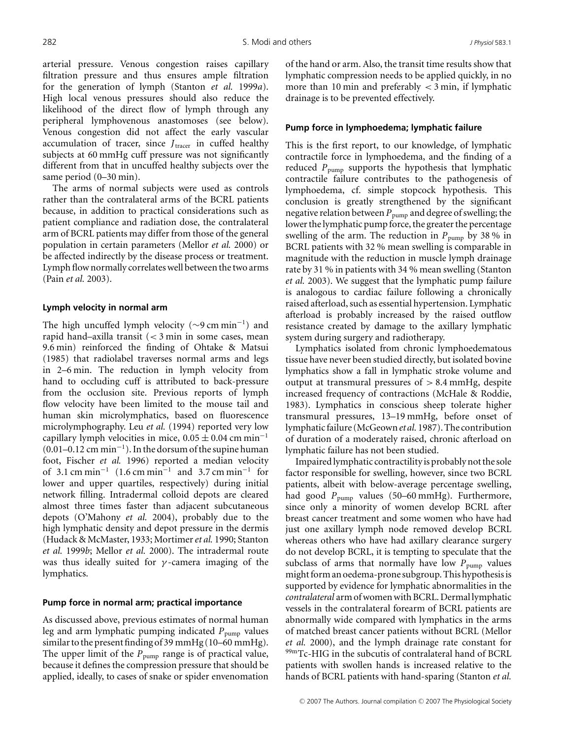arterial pressure. Venous congestion raises capillary filtration pressure and thus ensures ample filtration for the generation of lymph (Stanton *et al.* 1999*a*). High local venous pressures should also reduce the likelihood of the direct flow of lymph through any peripheral lymphovenous anastomoses (see below). Venous congestion did not affect the early vascular accumulation of tracer, since $J_{\text{tracer}}$ in cuffed healthy subjects at 60 mmHg cuff pressure was not significantly different from that in uncuffed healthy subjects over the same period (0–30 min).

The arms of normal subjects were used as controls rather than the contralateral arms of the BCRL patients because, in addition to practical considerations such as patient compliance and radiation dose, the contralateral arm of BCRL patients may differ from those of the general population in certain parameters (Mellor *et al.* 2000) or be affected indirectly by the disease process or treatment. Lymph flow normally correlates well between the two arms (Pain *et al.* 2003).

#### Lymph velocity in normal arm

The high uncuffed lymph velocity ($\sim$9 cm min$^{-1}$) and rapid hand–axilla transit (< 3 min in some cases, mean 9.6 min) reinforced the finding of Ohtake & Matsui (1985) that radiolabel traverses normal arms and legs in 2–6 min. The reduction in lymph velocity from hand to occluding cuff is attributed to back-pressure from the occlusion site. Previous reports of lymph flow velocity have been limited to the mouse tail and human skin microlymphatics, based on fluorescence microlymphography. Leu *et al.* (1994) reported very low capillary lymph velocities in mice, $0.05 \pm 0.04$ cm min$^{-1}$ (0.01–0.12 cm min$^{-1}$). In the dorsum of the supine human foot, Fischer *et al.* 1996) reported a median velocity of 3.1 cm min$^{-1}$ (1.6 cm min$^{-1}$ and 3.7 cm min$^{-1}$ for lower and upper quartiles, respectively) during initial network filling. Intradermal colloid depots are cleared almost three times faster than adjacent subcutaneous depots (O'Mahony *et al.* 2004), probably due to the high lymphatic density and depot pressure in the dermis (Hudack & McMaster, 1933; Mortimer *et al.* 1990; Stanton *et al.* 1999*b*; Mellor *et al.* 2000). The intradermal route was thus ideally suited for $\gamma$-camera imaging of the lymphatics.

#### Pump force in normal arm; practical importance

As discussed above, previous estimates of normal human leg and arm lymphatic pumping indicated $P_{\text{pump}}$ values similar to the present finding of 39 mmHg (10–60 mmHg). The upper limit of the $P_{\text{pump}}$ range is of practical value, because it defines the compression pressure that should be applied, ideally, to cases of snake or spider envenomation of the hand or arm. Also, the transit time results show that lymphatic compression needs to be applied quickly, in no more than 10 min and preferably < 3 min, if lymphatic drainage is to be prevented effectively.

#### Pump force in lymphoedema; lymphatic failure

This is the first report, to our knowledge, of lymphatic contractile force in lymphoedema, and the finding of a reduced $P_{\text{pump}}$ supports the hypothesis that lymphatic contractile failure contributes to the pathogenesis of lymphoedema, cf. simple stopcock hypothesis. This conclusion is greatly strengthened by the significant negative relation between $P_{\text{pump}}$ and degree of swelling; the lower the lymphatic pump force, the greater the percentage swelling of the arm. The reduction in $P_{\text{pump}}$ by 38 % in BCRL patients with 32 % mean swelling is comparable in magnitude with the reduction in muscle lymph drainage rate by 31 % in patients with 34 % mean swelling (Stanton *et al.* 2003). We suggest that the lymphatic pump failure is analogous to cardiac failure following a chronically raised afterload, such as essential hypertension. Lymphatic afterload is probably increased by the raised outflow resistance created by damage to the axillary lymphatic system during surgery and radiotherapy.

Lymphatics isolated from chronic lymphoedematous tissue have never been studied directly, but isolated bovine lymphatics show a fall in lymphatic stroke volume and output at transmural pressures of > 8.4 mmHg, despite increased frequency of contractions (McHale & Roddie, 1983). Lymphatics in conscious sheep tolerate higher transmural pressures, 13–19 mmHg, before onset of lymphatic failure (McGeown *et al.* 1987). The contribution of duration of a moderately raised, chronic afterload on lymphatic failure has not been studied.

Impaired lymphatic contractility is probably not the sole factor responsible for swelling, however, since two BCRL patients, albeit with below-average percentage swelling, had good $P_{\text{pump}}$ values (50–60 mmHg). Furthermore, since only a minority of women develop BCRL after breast cancer treatment and some women who have had just one axillary lymph node removed develop BCRL whereas others who have had axillary clearance surgery do not develop BCRL, it is tempting to speculate that the subclass of arms that normally have low $P_{\text{pump}}$ values might form an oedema-prone subgroup. This hypothesis is supported by evidence for lymphatic abnormalities in the *contralateral* arm of women with BCRL. Dermal lymphatic vessels in the contralateral forearm of BCRL patients are abnormally wide compared with lymphatics in the arms of matched breast cancer patients without BCRL (Mellor *et al.* 2000), and the lymph drainage rate constant for $^{99m}$Tc-HIG in the subcutis of contralateral hand of BCRL patients with swollen hands is increased relative to the hands of BCRL patients with hand-sparing (Stanton *et al.*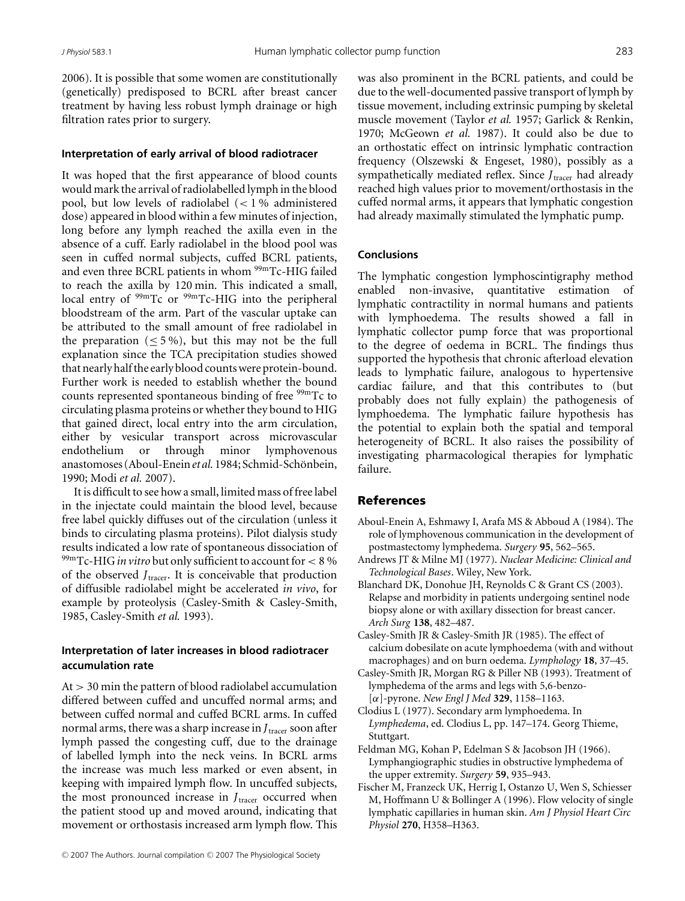2006). It is possible that some women are constitutionally (genetically) predisposed to BCRL after breast cancer treatment by having less robust lymph drainage or high filtration rates prior to surgery.

### Interpretation of early arrival of blood radiotracer

It was hoped that the first appearance of blood counts would mark the arrival of radiolabelled lymph in the blood pool, but low levels of radiolabel ($< 1\%$ administered dose) appeared in blood within a few minutes of injection, long before any lymph reached the axilla even in the absence of a cuff. Early radiolabel in the blood pool was seen in cuffed normal subjects, cuffed BCRL patients, and even three BCRL patients in whom $^{99m}$Tc-HIG failed to reach the axilla by 120 min. This indicated a small, local entry of $^{99m}$Tc or $^{99m}$Tc-HIG into the peripheral bloodstream of the arm. Part of the vascular uptake can be attributed to the small amount of free radiolabel in the preparation ($\leq 5\%$), but this may not be the full explanation since the TCA precipitation studies showed that nearly half the early blood counts were protein-bound. Further work is needed to establish whether the bound counts represented spontaneous binding of free $^{99m}$Tc to circulating plasma proteins or whether they bound to HIG that gained direct, local entry into the arm circulation, either by vesicular transport across microvascular endothelium or through minor lymphovenous anastomoses (Aboul-Enein *et al.* 1984; Schmid-Schönbein, 1990; Modi *et al.* 2007).

It is difficult to see how a small, limited mass of free label in the injectate could maintain the blood level, because free label quickly diffuses out of the circulation (unless it binds to circulating plasma proteins). Pilot dialysis study results indicated a low rate of spontaneous dissociation of $^{99m}$Tc-HIG *in vitro* but only sufficient to account for $< 8\%$ of the observed $J_{\text{tracer}}$. It is conceivable that production of diffusible radiolabel might be accelerated *in vivo*, for example by proteolysis (Casley-Smith & Casley-Smith, 1985, Casley-Smith *et al.* 1993).

### Interpretation of later increases in blood radiotracer accumulation rate

At $> 30$ min the pattern of blood radiolabel accumulation differed between cuffed and uncuffed normal arms; and between cuffed normal and cuffed BCRL arms. In cuffed normal arms, there was a sharp increase in $J_{\text{tracer}}$ soon after lymph passed the congesting cuff, due to the drainage of labelled lymph into the neck veins. In BCRL arms the increase was much less marked or even absent, in keeping with impaired lymph flow. In uncuffed subjects, the most pronounced increase in $J_{\text{tracer}}$ occurred when the patient stood up and moved around, indicating that movement or orthostasis increased arm lymph flow. This was also prominent in the BCRL patients, and could be due to the well-documented passive transport of lymph by tissue movement, including extrinsic pumping by skeletal muscle movement (Taylor *et al.* 1957; Garlick & Renkin, 1970; McGeown *et al.* 1987). It could also be due to an orthostatic effect on intrinsic lymphatic contraction frequency (Olszewski & Engeset, 1980), possibly as a sympathetically mediated reflex. Since $J_{\text{tracer}}$ had already reached high values prior to movement/orthostasis in the cuffed normal arms, it appears that lymphatic congestion had already maximally stimulated the lymphatic pump.

### Conclusions

The lymphatic congestion lymphoscintigraphy method enabled non-invasive, quantitative estimation of lymphatic contractility in normal humans and patients with lymphoedema. The results showed a fall in lymphatic collector pump force that was proportional to the degree of oedema in BCRL. The findings thus supported the hypothesis that chronic afterload elevation leads to lymphatic failure, analogous to hypertensive cardiac failure, and that this contributes to (but probably does not fully explain) the pathogenesis of lymphoedema. The lymphatic failure hypothesis has the potential to explain both the spatial and temporal heterogeneity of BCRL. It also raises the possibility of investigating pharmacological therapies for lymphatic failure.

## References

Aboul-Enein A, Eshmawy I, Arafa MS & Abboud A (1984). The role of lymphovenous communication in the development of postmastectomy lymphedema. *Surgery* **95**, 562–565.

Andrews JT & Milne MJ (1977). *Nuclear Medicine: Clinical and Technological Bases*. Wiley, New York.

Blanchard DK, Donohue JH, Reynolds C & Grant CS (2003). Relapse and morbidity in patients undergoing sentinel node biopsy alone or with axillary dissection for breast cancer. *Arch Surg* **138**, 482–487.

Casley-Smith JR & Casley-Smith JR (1985). The effect of calcium dobesilate on acute lymphoedema (with and without macrophages) and on burn oedema. *Lymphology* **18**, 37–45.

Casley-Smith JR, Morgan RG & Piller NB (1993). Treatment of lymphedema of the arms and legs with 5,6-benzo-[$\alpha$]-pyrone. *New Engl J Med* **329**, 1158–1163.

Clodius L (1977). Secondary arm lymphoedema. In *Lymphedema*, ed. Clodius L, pp. 147–174. Georg Thieme, Stuttgart.

Feldman MG, Kohan P, Edelman S & Jacobson JH (1966). Lymphangiographic studies in obstructive lymphedema of the upper extremity. *Surgery* **59**, 935–943.

Fischer M, Franzeck UK, Herrig I, Ostanzo U, Wen S, Schiesser M, Hoffmann U & Bollinger A (1996). Flow velocity of single lymphatic capillaries in human skin. *Am J Physiol Heart Circ Physiol* **270**, H358–H363.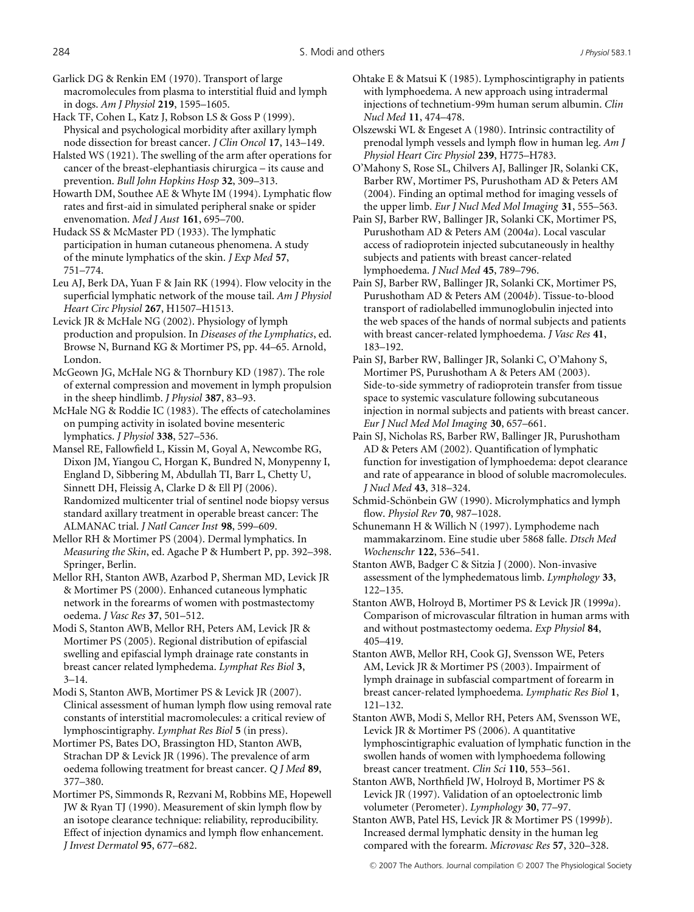Garlick DG & Renkin EM (1970). Transport of large macromolecules from plasma to interstitial fluid and lymph in dogs. *Am J Physiol* **219**, 1595–1605.

Hack TF, Cohen L, Katz J, Robson LS & Goss P (1999). Physical and psychological morbidity after axillary lymph node dissection for breast cancer. *J Clin Oncol* **17**, 143–149.

Halsted WS (1921). The swelling of the arm after operations for cancer of the breast-elephantiasis chirurgica – its cause and prevention. *Bull John Hopkins Hosp* **32**, 309–313.

Howarth DM, Southee AE & Whyte IM (1994). Lymphatic flow rates and first-aid in simulated peripheral snake or spider envenomation. *Med J Aust* **161**, 695–700.

Hudack SS & McMaster PD (1933). The lymphatic participation in human cutaneous phenomena. A study of the minute lymphatics of the skin. *J Exp Med* **57**, 751–774.

Leu AJ, Berk DA, Yuan F & Jain RK (1994). Flow velocity in the superficial lymphatic network of the mouse tail. *Am J Physiol Heart Circ Physiol* **267**, H1507–H1513.

Levick JR & McHale NG (2002). Physiology of lymph production and propulsion. In *Diseases of the Lymphatics*, ed. Browse N, Burnand KG & Mortimer PS, pp. 44–65. Arnold, London.

McGeown JG, McHale NG & Thornbury KD (1987). The role of external compression and movement in lymph propulsion in the sheep hindlimb. *J Physiol* **387**, 83–93.

McHale NG & Roddie IC (1983). The effects of catecholamines on pumping activity in isolated bovine mesenteric lymphatics. *J Physiol* **338**, 527–536.

Mansel RE, Fallowfield L, Kissin M, Goyal A, Newcombe RG, Dixon JM, Yiangou C, Horgan K, Bundred N, Monypenny I, England D, Sibbering M, Abdullah TI, Barr L, Chetty U, Sinnett DH, Fleissig A, Clarke D & Ell PJ (2006). Randomized multicenter trial of sentinel node biopsy versus standard axillary treatment in operable breast cancer: The ALMANAC trial. *J Natl Cancer Inst* **98**, 599–609.

Mellor RH & Mortimer PS (2004). Dermal lymphatics. In *Measuring the Skin*, ed. Agache P & Humbert P, pp. 392–398. Springer, Berlin.

Mellor RH, Stanton AWB, Azarbod P, Sherman MD, Levick JR & Mortimer PS (2000). Enhanced cutaneous lymphatic network in the forearms of women with postmastectomy oedema. *J Vasc Res* **37**, 501–512.

Modi S, Stanton AWB, Mellor RH, Peters AM, Levick JR & Mortimer PS (2005). Regional distribution of epifascial swelling and epifascial lymph drainage rate constants in breast cancer related lymphedema. *Lymphat Res Biol* **3**, 3–14.

Modi S, Stanton AWB, Mortimer PS & Levick JR (2007). Clinical assessment of human lymph flow using removal rate constants of interstitial macromolecules: a critical review of lymphoscintigraphy. *Lymphat Res Biol* **5** (in press).

Mortimer PS, Bates DO, Brassington HD, Stanton AWB, Strachan DP & Levick JR (1996). The prevalence of arm oedema following treatment for breast cancer. *Q J Med* **89**, 377–380.

Mortimer PS, Simmonds R, Rezvani M, Robbins ME, Hopewell JW & Ryan TJ (1990). Measurement of skin lymph flow by an isotope clearance technique: reliability, reproducibility. Effect of injection dynamics and lymph flow enhancement. *J Invest Dermatol* **95**, 677–682.

Ohtake E & Matsui K (1985). Lymphoscintigraphy in patients with lymphoedema. A new approach using intradermal injections of technetium-99m human serum albumin. *Clin Nucl Med* **11**, 474–478.

Olszewski WL & Engeset A (1980). Intrinsic contractility of prenodal lymph vessels and lymph flow in human leg. *Am J Physiol Heart Circ Physiol* **239**, H775–H783.

O'Mahony S, Rose SL, Chilvers AJ, Ballinger JR, Solanki CK, Barber RW, Mortimer PS, Purushotham AD & Peters AM (2004). Finding an optimal method for imaging vessels of the upper limb. *Eur J Nucl Med Mol Imaging* **31**, 555–563.

Pain SJ, Barber RW, Ballinger JR, Solanki CK, Mortimer PS, Purushotham AD & Peters AM (2004*a*). Local vascular access of radioprotein injected subcutaneously in healthy subjects and patients with breast cancer-related lymphoedema. *J Nucl Med* **45**, 789–796.

Pain SJ, Barber RW, Ballinger JR, Solanki CK, Mortimer PS, Purushotham AD & Peters AM (2004*b*). Tissue-to-blood transport of radiolabelled immunoglobulin injected into the web spaces of the hands of normal subjects and patients with breast cancer-related lymphoedema. *J Vasc Res* **41**, 183–192.

Pain SJ, Barber RW, Ballinger JR, Solanki C, O'Mahony S, Mortimer PS, Purushotham A & Peters AM (2003). Side-to-side symmetry of radioprotein transfer from tissue space to systemic vasculature following subcutaneous injection in normal subjects and patients with breast cancer. *Eur J Nucl Med Mol Imaging* **30**, 657–661.

Pain SJ, Nicholas RS, Barber RW, Ballinger JR, Purushotham AD & Peters AM (2002). Quantification of lymphatic function for investigation of lymphoedema: depot clearance and rate of appearance in blood of soluble macromolecules. *J Nucl Med* **43**, 318–324.

Schmid-Schönbein GW (1990). Microlymphatics and lymph flow. *Physiol Rev* **70**, 987–1028.

Schunemann H & Willich N (1997). Lymphodeme nach mammakarzinom. Eine studie uber 5868 falle. *Dtsch Med Wochenschr* **122**, 536–541.

Stanton AWB, Badger C & Sitzia J (2000). Non-invasive assessment of the lymphedematous limb. *Lymphology* **33**, 122–135.

Stanton AWB, Holroyd B, Mortimer PS & Levick JR (1999*a*). Comparison of microvascular filtration in human arms with and without postmastectomy oedema. *Exp Physiol* **84**, 405–419.

Stanton AWB, Mellor RH, Cook GJ, Svensson WE, Peters AM, Levick JR & Mortimer PS (2003). Impairment of lymph drainage in subfascial compartment of forearm in breast cancer-related lymphoedema. *Lymphatic Res Biol* **1**, 121–132.

Stanton AWB, Modi S, Mellor RH, Peters AM, Svensson WE, Levick JR & Mortimer PS (2006). A quantitative lymphoscintigraphic evaluation of lymphatic function in the swollen hands of women with lymphoedema following breast cancer treatment. *Clin Sci* **110**, 553–561.

Stanton AWB, Northfield JW, Holroyd B, Mortimer PS & Levick JR (1997). Validation of an optoelectronic limb volumeter (Perometer). *Lymphology* **30**, 77–97.

Stanton AWB, Patel HS, Levick JR & Mortimer PS (1999*b*). Increased dermal lymphatic density in the human leg compared with the forearm. *Microvasc Res* **57**, 320–328.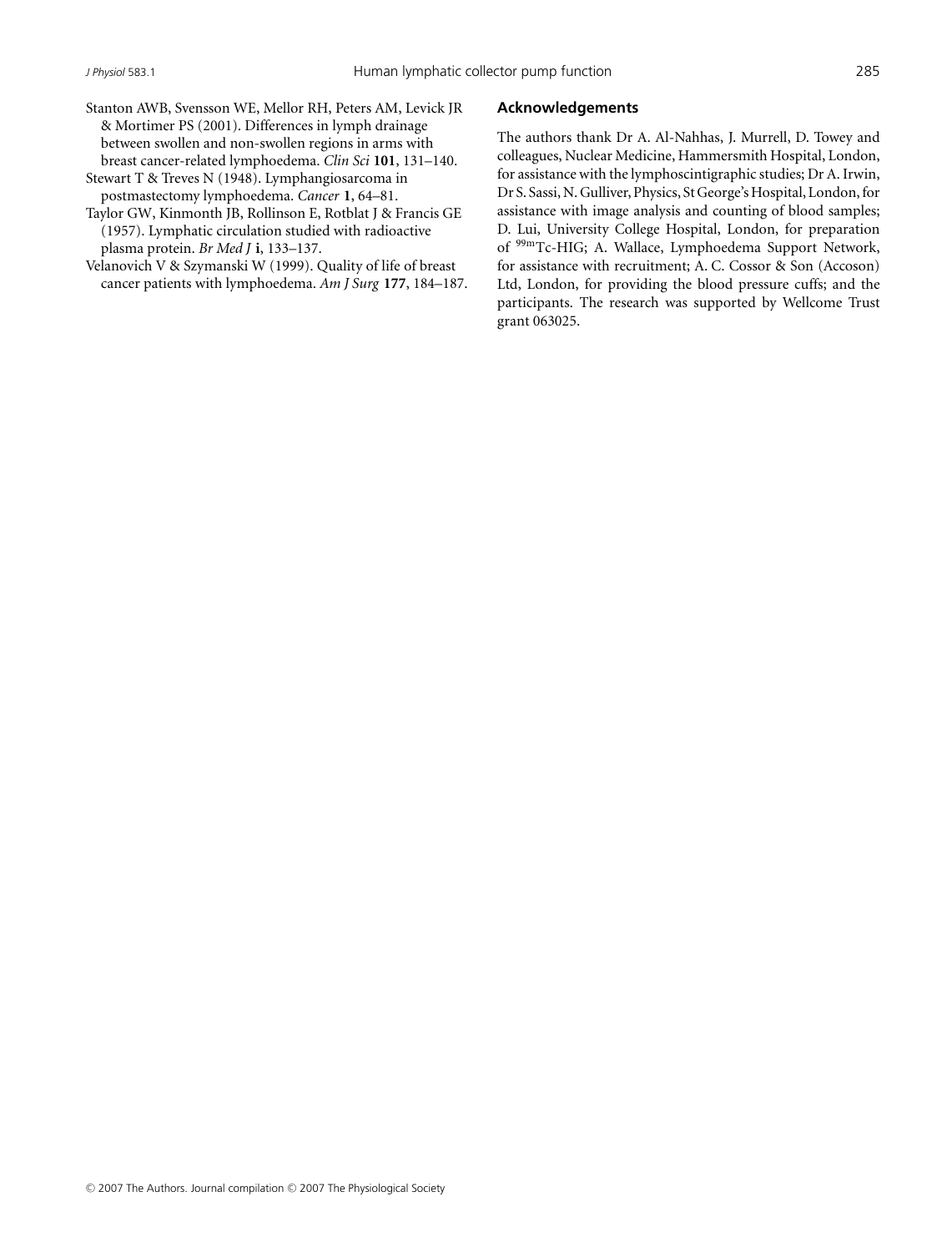Stanton AWB, Svensson WE, Mellor RH, Peters AM, Levick JR & Mortimer PS (2001). Differences in lymph drainage between swollen and non-swollen regions in arms with breast cancer-related lymphoedema. *Clin Sci* **101**, 131–140.

Stewart T & Treves N (1948). Lymphangiosarcoma in postmastectomy lymphoedema. *Cancer* **1**, 64–81.

Taylor GW, Kinmonth JB, Rollinson E, Rotblat J & Francis GE (1957). Lymphatic circulation studied with radioactive plasma protein. *Br Med J* **i**, 133–137.

Velanovich V & Szymanski W (1999). Quality of life of breast cancer patients with lymphoedema. *Am J Surg* **177**, 184–187.

## Acknowledgements

The authors thank Dr A. Al-Nahhas, J. Murrell, D. Towey and colleagues, Nuclear Medicine, Hammersmith Hospital, London, for assistance with the lymphoscintigraphic studies; Dr A. Irwin, Dr S. Sassi, N. Gulliver, Physics, St George's Hospital, London, for assistance with image analysis and counting of blood samples; D. Lui, University College Hospital, London, for preparation of $^{99m}$Tc-HIG; A. Wallace, Lymphoedema Support Network, for assistance with recruitment; A. C. Cossor & Son (Accoson) Ltd, London, for providing the blood pressure cuffs; and the participants. The research was supported by Wellcome Trust grant 063025.